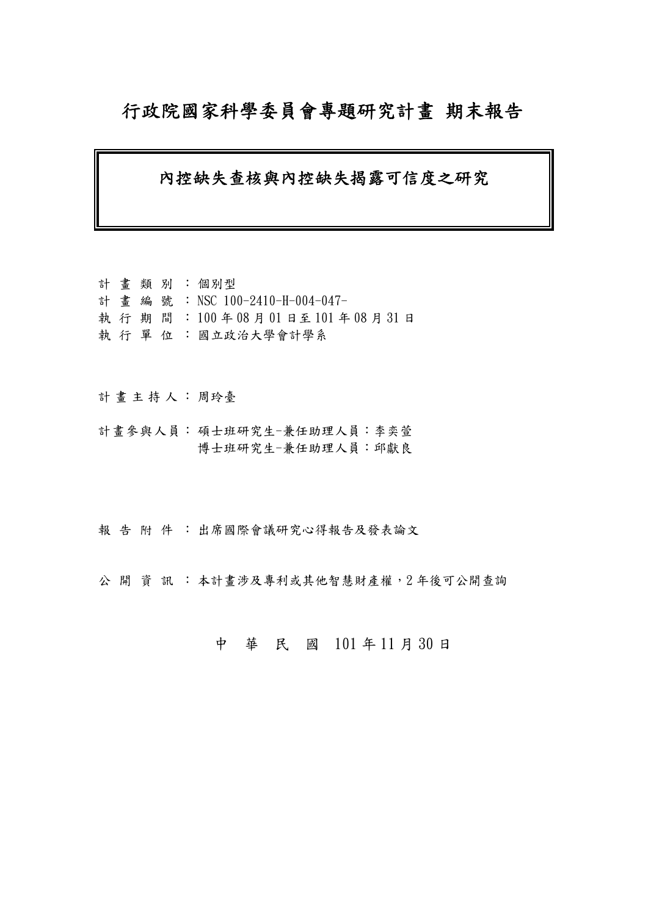# 行政院國家科學委員會專題研究計畫 期末報告

## 內控缺失查核與內控缺失揭露可信度之研究

計 畫 類 別 ：個別型
計 畫 編 號 ：NSC 100-2410-H-004-047-
執 行 期 間 ：100 年 08 月 01 日至 101 年 08 月 31 日
執 行 單 位 ：國立政治大學會計學系

計 畫 主 持 人 ：周玲臺

計畫參與人員：碩士班研究生-兼任助理人員：李奕萱
　　　　　　　博士班研究生-兼任助理人員：邱獻良

報 告 附 件 ：出席國際會議研究心得報告及發表論文

公 開 資 訊 ：本計畫涉及專利或其他智慧財產權，2 年後可公開查詢

中 華 民 國 101 年 11 月 30 日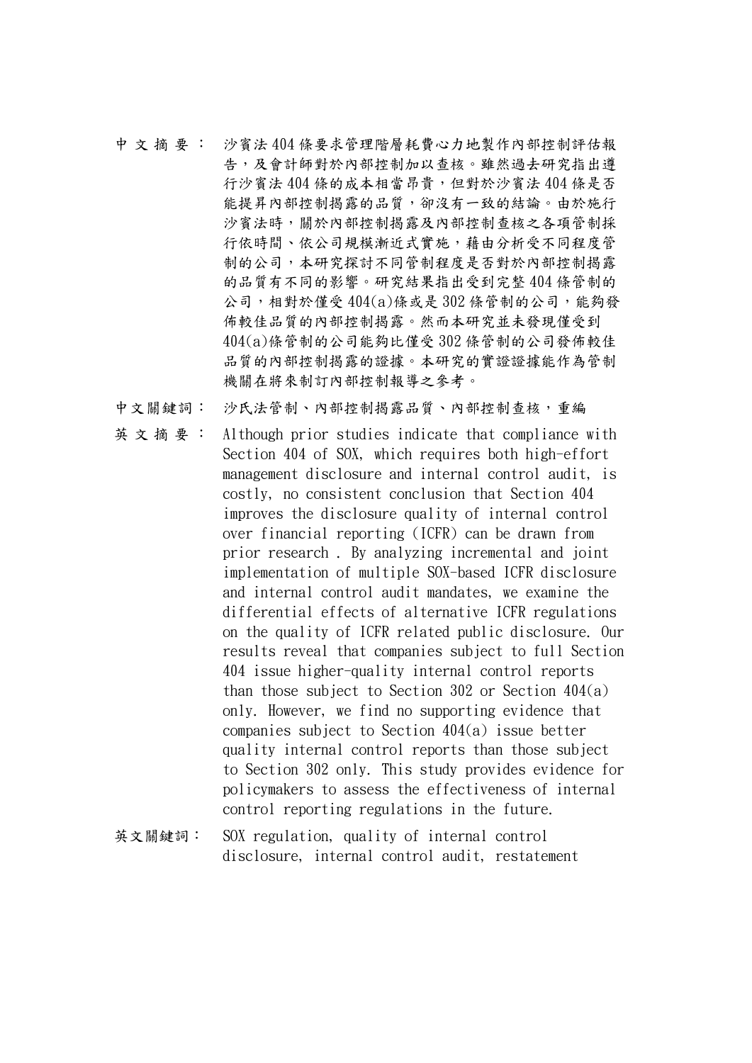中文摘要： 沙賓法 404 條要求管理階層耗費心力地製作內部控制評估報告，及會計師對於內部控制加以查核。雖然過去研究指出遵行沙賓法 404 條的成本相當昂貴，但對於沙賓法 404 條是否能提昇內部控制揭露的品質，卻沒有一致的結論。由於施行沙賓法時，關於內部控制揭露及內部控制查核之各項管制採行依時間、依公司規模漸近式實施，藉由分析受不同程度管制的公司，本研究探討不同管制程度是否對於內部控制揭露的品質有不同的影響。研究結果指出受到完整 404 條管制的公司，相對於僅受 404(a)條或是 302 條管制的公司，能夠發佈較佳品質的內部控制揭露。然而本研究並未發現僅受到 404(a)條管制的公司能夠比僅受 302 條管制的公司發佈較佳品質的內部控制揭露的證據。本研究的實證證據能作為管制機關在將來制訂內部控制報導之參考。

中文關鍵詞： 沙氏法管制、內部控制揭露品質、內部控制查核，重編

英文摘要： Although prior studies indicate that compliance with Section 404 of SOX, which requires both high-effort management disclosure and internal control audit, is costly, no consistent conclusion that Section 404 improves the disclosure quality of internal control over financial reporting (ICFR) can be drawn from prior research . By analyzing incremental and joint implementation of multiple SOX-based ICFR disclosure and internal control audit mandates, we examine the differential effects of alternative ICFR regulations on the quality of ICFR related public disclosure. Our results reveal that companies subject to full Section 404 issue higher-quality internal control reports than those subject to Section 302 or Section 404(a) only. However, we find no supporting evidence that companies subject to Section 404(a) issue better quality internal control reports than those subject to Section 302 only. This study provides evidence for policymakers to assess the effectiveness of internal control reporting regulations in the future.

英文關鍵詞： SOX regulation, quality of internal control disclosure, internal control audit, restatement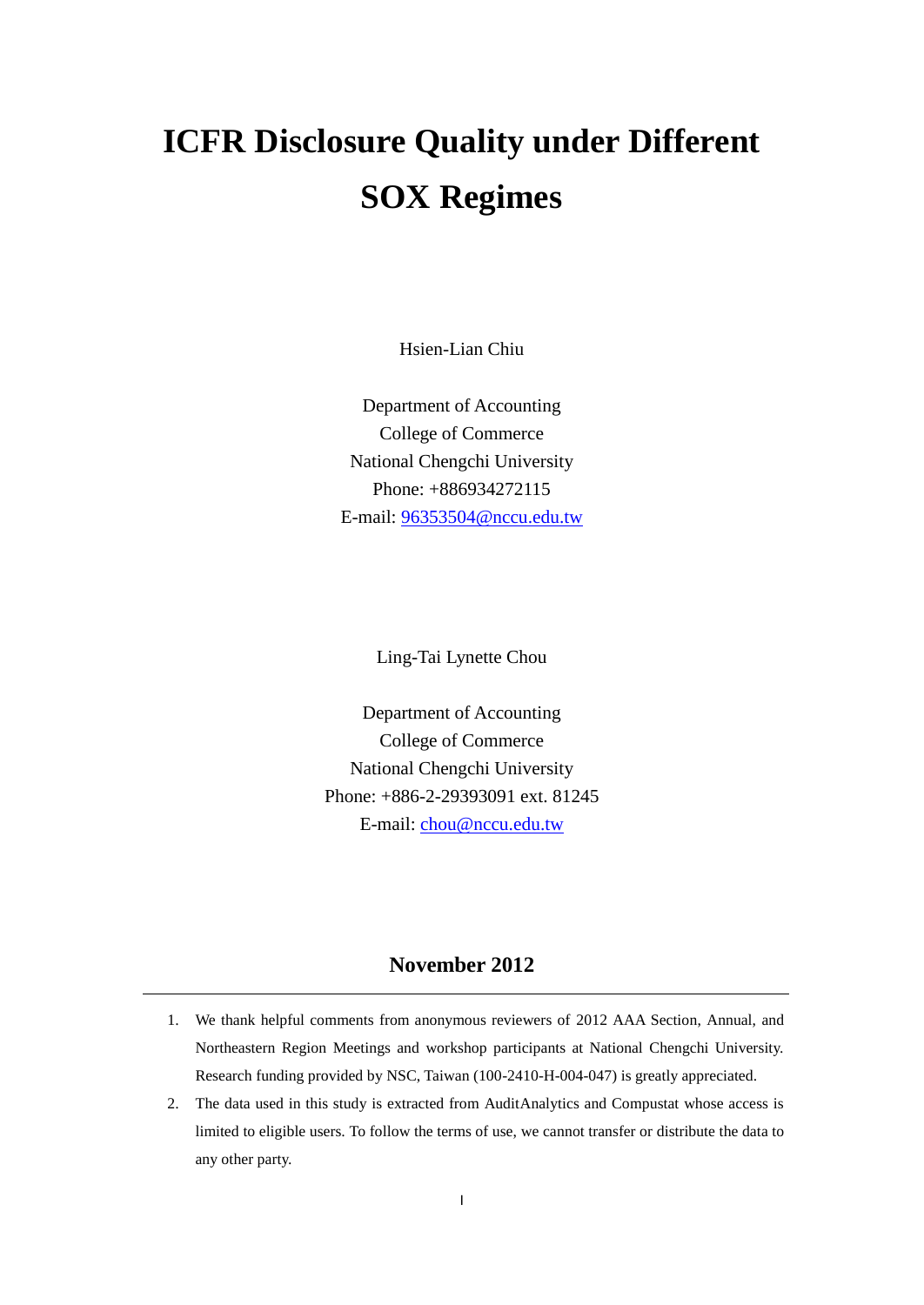# ICFR Disclosure Quality under Different SOX Regimes

Hsien-Lian Chiu

Department of Accounting  
College of Commerce  
National Chengchi University  
Phone: +886934272115  
E-mail: 96353504@nccu.edu.tw

Ling-Tai Lynette Chou

Department of Accounting  
College of Commerce  
National Chengchi University  
Phone: +886-2-29393091 ext. 81245  
E-mail: chou@nccu.edu.tw

**November 2012**

---

1. We thank helpful comments from anonymous reviewers of 2012 AAA Section, Annual, and Northeastern Region Meetings and workshop participants at National Chengchi University. Research funding provided by NSC, Taiwan (100-2410-H-004-047) is greatly appreciated.
2. The data used in this study is extracted from AuditAnalytics and Compustat whose access is limited to eligible users. To follow the terms of use, we cannot transfer or distribute the data to any other party.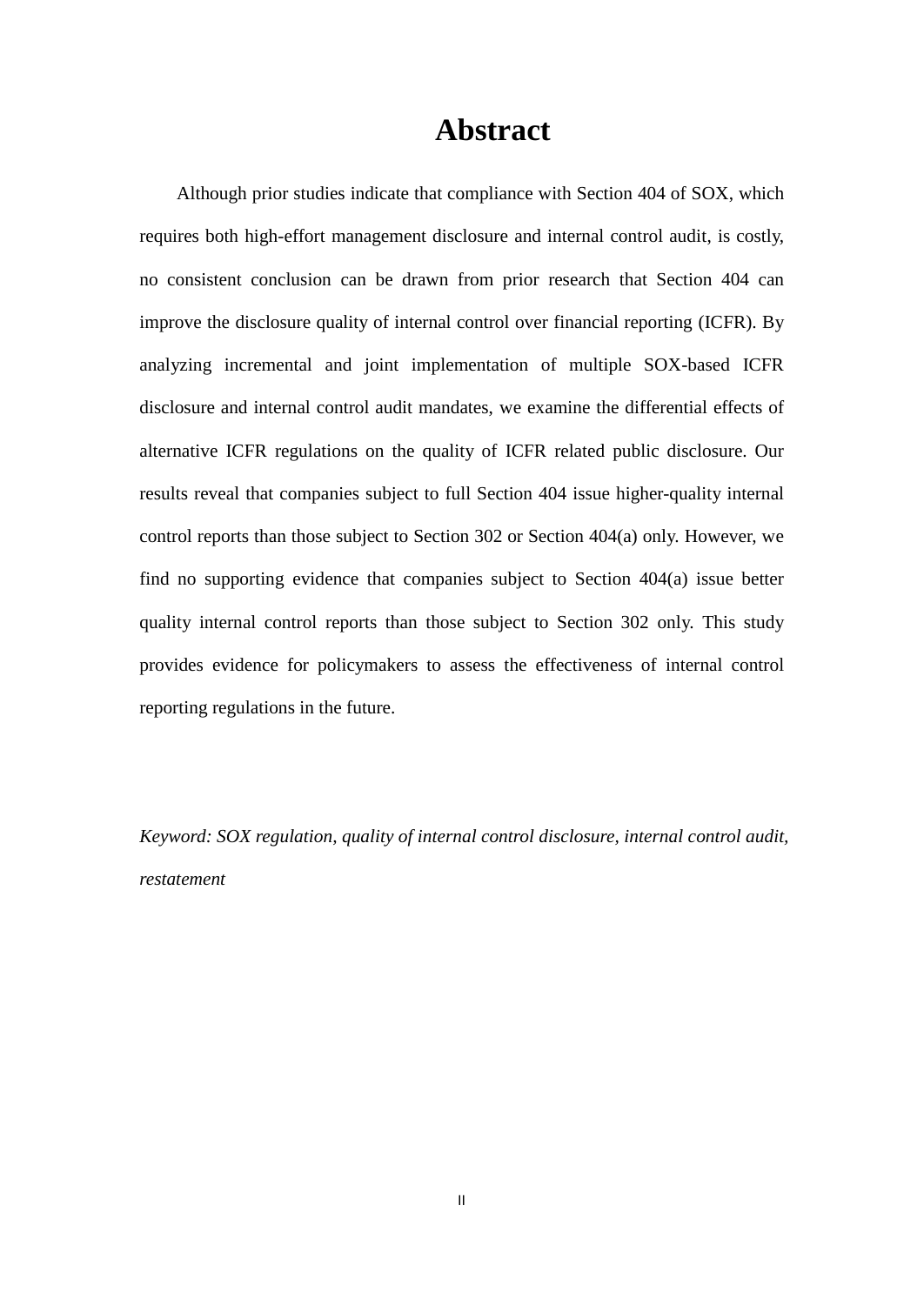# Abstract

Although prior studies indicate that compliance with Section 404 of SOX, which requires both high-effort management disclosure and internal control audit, is costly, no consistent conclusion can be drawn from prior research that Section 404 can improve the disclosure quality of internal control over financial reporting (ICFR). By analyzing incremental and joint implementation of multiple SOX-based ICFR disclosure and internal control audit mandates, we examine the differential effects of alternative ICFR regulations on the quality of ICFR related public disclosure. Our results reveal that companies subject to full Section 404 issue higher-quality internal control reports than those subject to Section 302 or Section 404(a) only. However, we find no supporting evidence that companies subject to Section 404(a) issue better quality internal control reports than those subject to Section 302 only. This study provides evidence for policymakers to assess the effectiveness of internal control reporting regulations in the future.

*Keyword: SOX regulation, quality of internal control disclosure, internal control audit, restatement*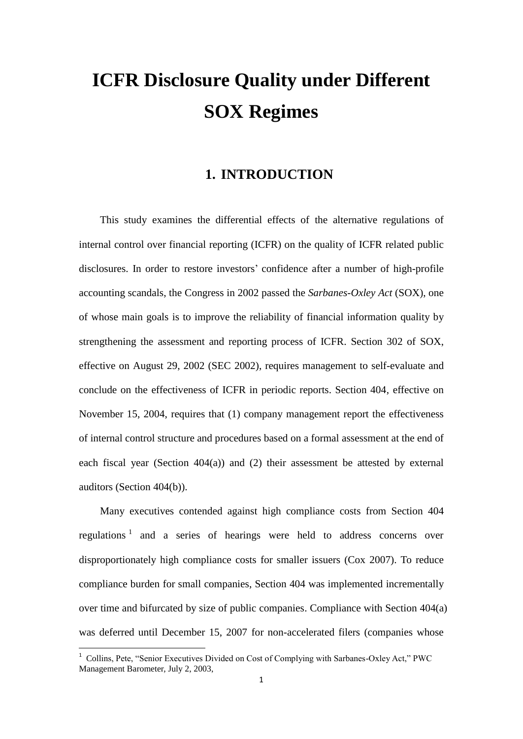# ICFR Disclosure Quality under Different SOX Regimes

## 1. INTRODUCTION

This study examines the differential effects of the alternative regulations of internal control over financial reporting (ICFR) on the quality of ICFR related public disclosures. In order to restore investors' confidence after a number of high-profile accounting scandals, the Congress in 2002 passed the *Sarbanes-Oxley Act* (SOX), one of whose main goals is to improve the reliability of financial information quality by strengthening the assessment and reporting process of ICFR. Section 302 of SOX, effective on August 29, 2002 (SEC 2002), requires management to self-evaluate and conclude on the effectiveness of ICFR in periodic reports. Section 404, effective on November 15, 2004, requires that (1) company management report the effectiveness of internal control structure and procedures based on a formal assessment at the end of each fiscal year (Section 404(a)) and (2) their assessment be attested by external auditors (Section 404(b)).

Many executives contended against high compliance costs from Section 404 regulations [1] and a series of hearings were held to address concerns over disproportionately high compliance costs for smaller issuers (Cox 2007). To reduce compliance burden for small companies, Section 404 was implemented incrementally over time and bifurcated by size of public companies. Compliance with Section 404(a) was deferred until December 15, 2007 for non-accelerated filers (companies whose

[1] Collins, Pete, "Senior Executives Divided on Cost of Complying with Sarbanes-Oxley Act," PWC Management Barometer, July 2, 2003,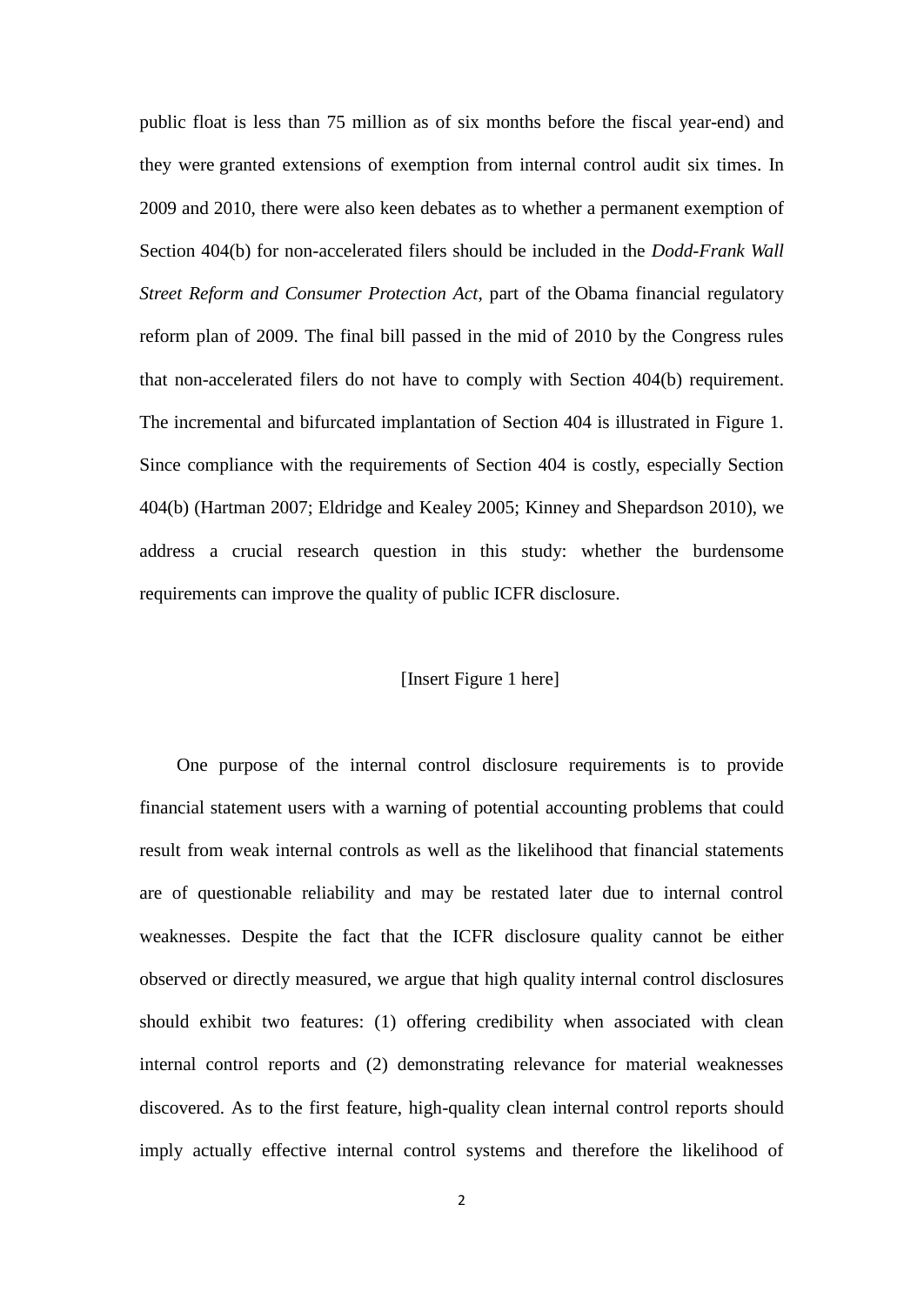public float is less than 75 million as of six months before the fiscal year-end) and they were granted extensions of exemption from internal control audit six times. In 2009 and 2010, there were also keen debates as to whether a permanent exemption of Section 404(b) for non-accelerated filers should be included in the *Dodd-Frank Wall Street Reform and Consumer Protection Act*, part of the Obama financial regulatory reform plan of 2009. The final bill passed in the mid of 2010 by the Congress rules that non-accelerated filers do not have to comply with Section 404(b) requirement. The incremental and bifurcated implantation of Section 404 is illustrated in Figure 1. Since compliance with the requirements of Section 404 is costly, especially Section 404(b) (Hartman 2007; Eldridge and Kealey 2005; Kinney and Shepardson 2010), we address a crucial research question in this study: whether the burdensome requirements can improve the quality of public ICFR disclosure.

[Insert Figure 1 here]

One purpose of the internal control disclosure requirements is to provide financial statement users with a warning of potential accounting problems that could result from weak internal controls as well as the likelihood that financial statements are of questionable reliability and may be restated later due to internal control weaknesses. Despite the fact that the ICFR disclosure quality cannot be either observed or directly measured, we argue that high quality internal control disclosures should exhibit two features: (1) offering credibility when associated with clean internal control reports and (2) demonstrating relevance for material weaknesses discovered. As to the first feature, high-quality clean internal control reports should imply actually effective internal control systems and therefore the likelihood of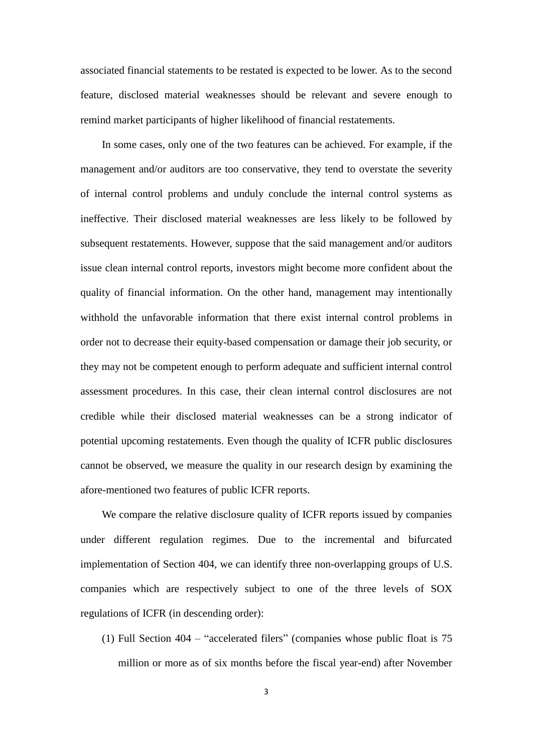associated financial statements to be restated is expected to be lower. As to the second feature, disclosed material weaknesses should be relevant and severe enough to remind market participants of higher likelihood of financial restatements.

In some cases, only one of the two features can be achieved. For example, if the management and/or auditors are too conservative, they tend to overstate the severity of internal control problems and unduly conclude the internal control systems as ineffective. Their disclosed material weaknesses are less likely to be followed by subsequent restatements. However, suppose that the said management and/or auditors issue clean internal control reports, investors might become more confident about the quality of financial information. On the other hand, management may intentionally withhold the unfavorable information that there exist internal control problems in order not to decrease their equity-based compensation or damage their job security, or they may not be competent enough to perform adequate and sufficient internal control assessment procedures. In this case, their clean internal control disclosures are not credible while their disclosed material weaknesses can be a strong indicator of potential upcoming restatements. Even though the quality of ICFR public disclosures cannot be observed, we measure the quality in our research design by examining the afore-mentioned two features of public ICFR reports.

We compare the relative disclosure quality of ICFR reports issued by companies under different regulation regimes. Due to the incremental and bifurcated implementation of Section 404, we can identify three non-overlapping groups of U.S. companies which are respectively subject to one of the three levels of SOX regulations of ICFR (in descending order):

(1) Full Section 404 – “accelerated filers” (companies whose public float is 75 million or more as of six months before the fiscal year-end) after November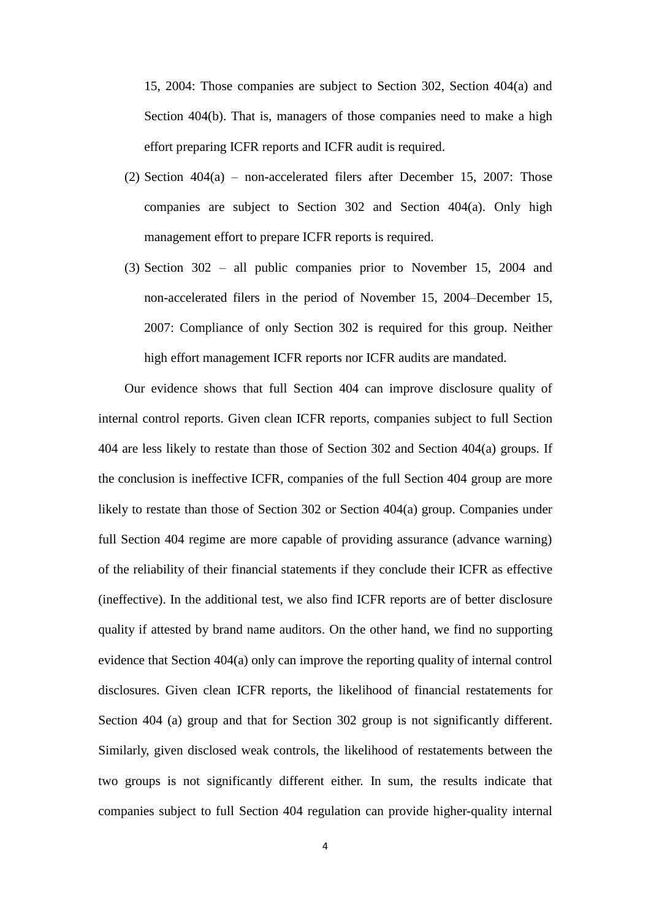15, 2004: Those companies are subject to Section 302, Section 404(a) and Section 404(b). That is, managers of those companies need to make a high effort preparing ICFR reports and ICFR audit is required.

(2) Section 404(a) – non-accelerated filers after December 15, 2007: Those companies are subject to Section 302 and Section 404(a). Only high management effort to prepare ICFR reports is required.

(3) Section 302 – all public companies prior to November 15, 2004 and non-accelerated filers in the period of November 15, 2004–December 15, 2007: Compliance of only Section 302 is required for this group. Neither high effort management ICFR reports nor ICFR audits are mandated.

Our evidence shows that full Section 404 can improve disclosure quality of internal control reports. Given clean ICFR reports, companies subject to full Section 404 are less likely to restate than those of Section 302 and Section 404(a) groups. If the conclusion is ineffective ICFR, companies of the full Section 404 group are more likely to restate than those of Section 302 or Section 404(a) group. Companies under full Section 404 regime are more capable of providing assurance (advance warning) of the reliability of their financial statements if they conclude their ICFR as effective (ineffective). In the additional test, we also find ICFR reports are of better disclosure quality if attested by brand name auditors. On the other hand, we find no supporting evidence that Section 404(a) only can improve the reporting quality of internal control disclosures. Given clean ICFR reports, the likelihood of financial restatements for Section 404 (a) group and that for Section 302 group is not significantly different. Similarly, given disclosed weak controls, the likelihood of restatements between the two groups is not significantly different either. In sum, the results indicate that companies subject to full Section 404 regulation can provide higher-quality internal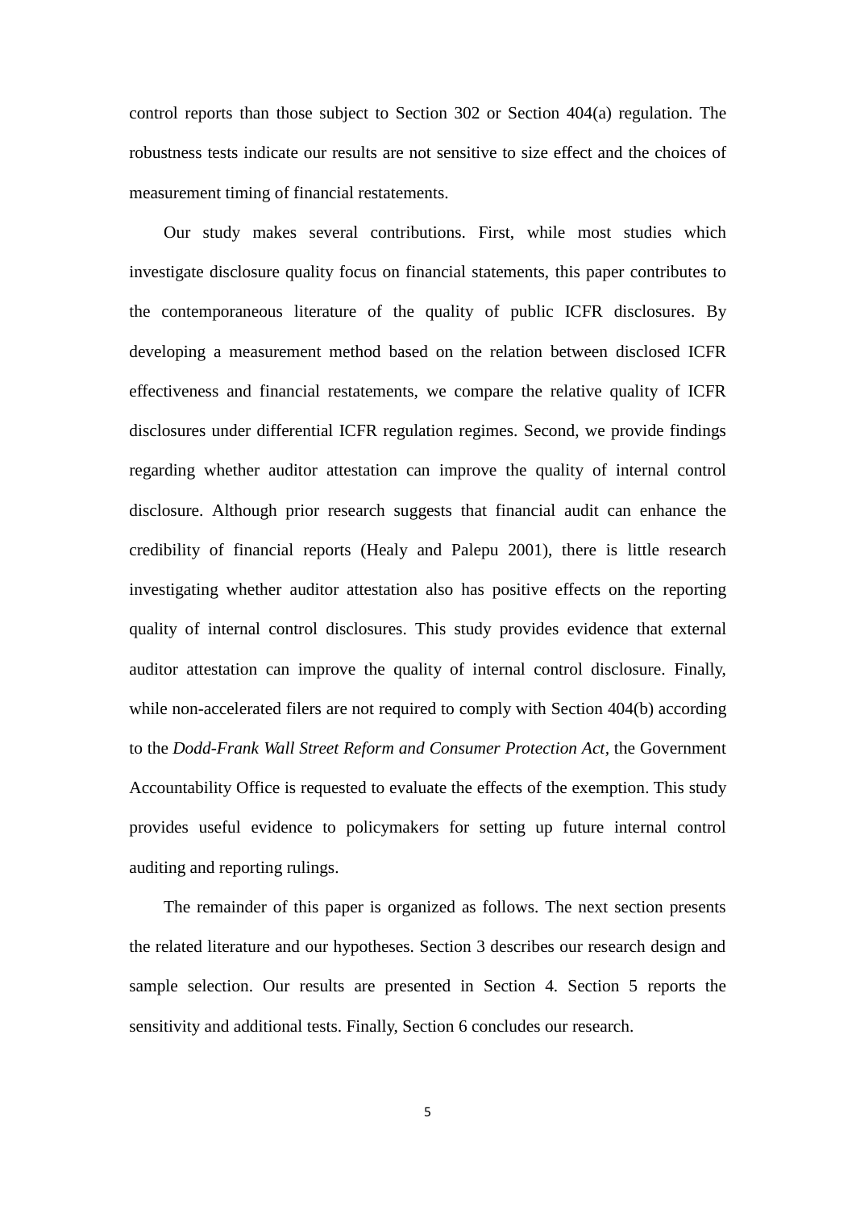control reports than those subject to Section 302 or Section 404(a) regulation. The robustness tests indicate our results are not sensitive to size effect and the choices of measurement timing of financial restatements.

Our study makes several contributions. First, while most studies which investigate disclosure quality focus on financial statements, this paper contributes to the contemporaneous literature of the quality of public ICFR disclosures. By developing a measurement method based on the relation between disclosed ICFR effectiveness and financial restatements, we compare the relative quality of ICFR disclosures under differential ICFR regulation regimes. Second, we provide findings regarding whether auditor attestation can improve the quality of internal control disclosure. Although prior research suggests that financial audit can enhance the credibility of financial reports (Healy and Palepu 2001), there is little research investigating whether auditor attestation also has positive effects on the reporting quality of internal control disclosures. This study provides evidence that external auditor attestation can improve the quality of internal control disclosure. Finally, while non-accelerated filers are not required to comply with Section 404(b) according to the *Dodd-Frank Wall Street Reform and Consumer Protection Act*, the Government Accountability Office is requested to evaluate the effects of the exemption. This study provides useful evidence to policymakers for setting up future internal control auditing and reporting rulings.

The remainder of this paper is organized as follows. The next section presents the related literature and our hypotheses. Section 3 describes our research design and sample selection. Our results are presented in Section 4. Section 5 reports the sensitivity and additional tests. Finally, Section 6 concludes our research.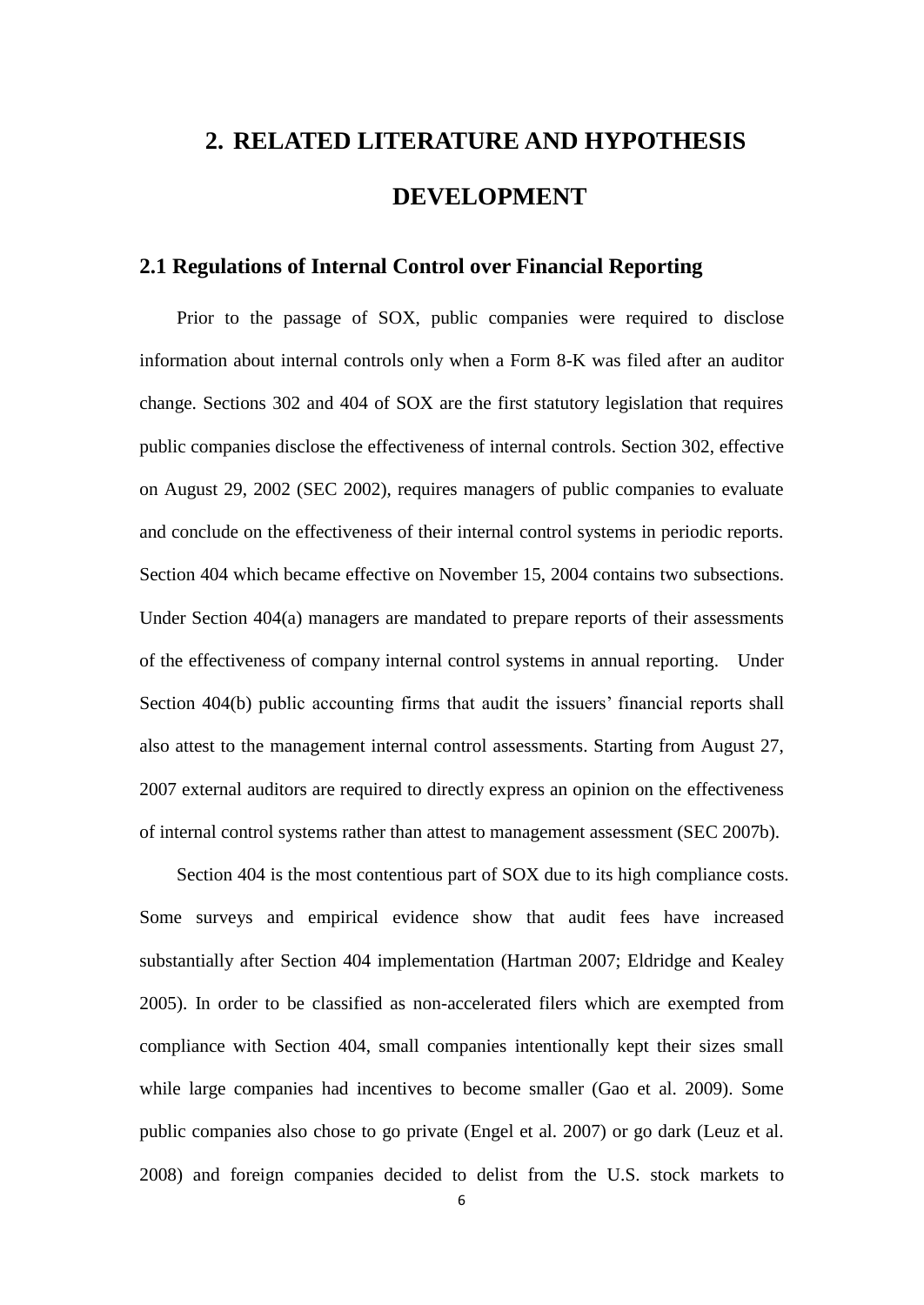# 2. RELATED LITERATURE AND HYPOTHESIS DEVELOPMENT

## 2.1 Regulations of Internal Control over Financial Reporting

Prior to the passage of SOX, public companies were required to disclose information about internal controls only when a Form 8-K was filed after an auditor change. Sections 302 and 404 of SOX are the first statutory legislation that requires public companies disclose the effectiveness of internal controls. Section 302, effective on August 29, 2002 (SEC 2002), requires managers of public companies to evaluate and conclude on the effectiveness of their internal control systems in periodic reports. Section 404 which became effective on November 15, 2004 contains two subsections. Under Section 404(a) managers are mandated to prepare reports of their assessments of the effectiveness of company internal control systems in annual reporting. Under Section 404(b) public accounting firms that audit the issuers' financial reports shall also attest to the management internal control assessments. Starting from August 27, 2007 external auditors are required to directly express an opinion on the effectiveness of internal control systems rather than attest to management assessment (SEC 2007b).

Section 404 is the most contentious part of SOX due to its high compliance costs. Some surveys and empirical evidence show that audit fees have increased substantially after Section 404 implementation (Hartman 2007; Eldridge and Kealey 2005). In order to be classified as non-accelerated filers which are exempted from compliance with Section 404, small companies intentionally kept their sizes small while large companies had incentives to become smaller (Gao et al. 2009). Some public companies also chose to go private (Engel et al. 2007) or go dark (Leuz et al. 2008) and foreign companies decided to delist from the U.S. stock markets to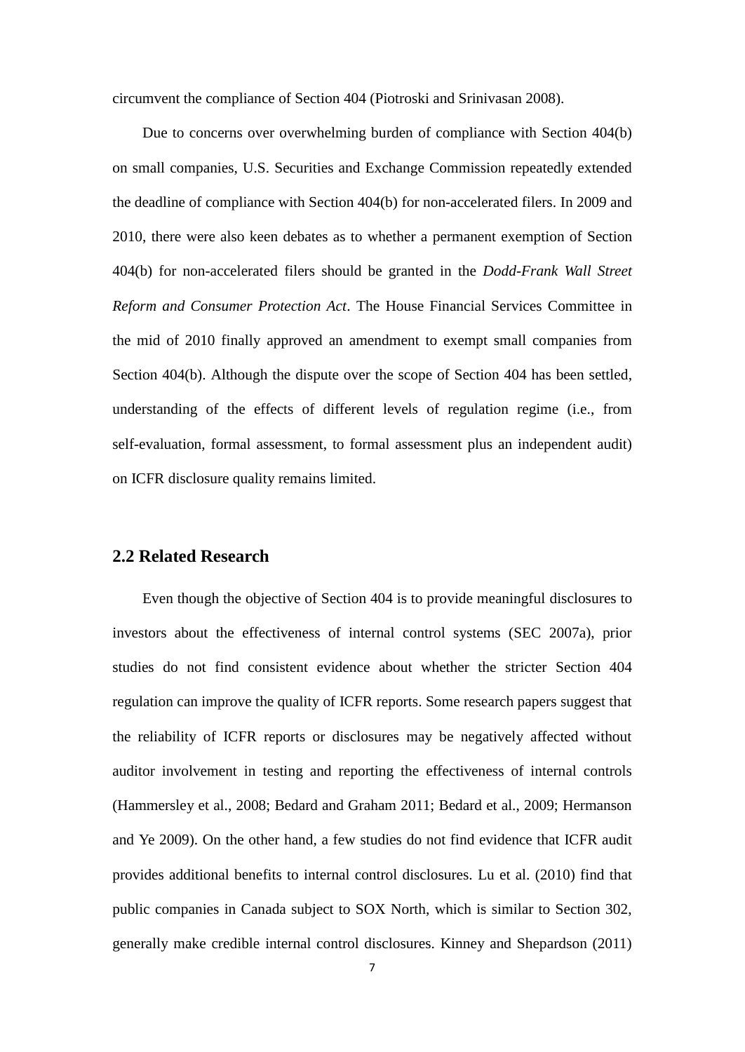circumvent the compliance of Section 404 (Piotroski and Srinivasan 2008).

Due to concerns over overwhelming burden of compliance with Section 404(b) on small companies, U.S. Securities and Exchange Commission repeatedly extended the deadline of compliance with Section 404(b) for non-accelerated filers. In 2009 and 2010, there were also keen debates as to whether a permanent exemption of Section 404(b) for non-accelerated filers should be granted in the *Dodd-Frank Wall Street Reform and Consumer Protection Act*. The House Financial Services Committee in the mid of 2010 finally approved an amendment to exempt small companies from Section 404(b). Although the dispute over the scope of Section 404 has been settled, understanding of the effects of different levels of regulation regime (i.e., from self-evaluation, formal assessment, to formal assessment plus an independent audit) on ICFR disclosure quality remains limited.

## 2.2 Related Research

Even though the objective of Section 404 is to provide meaningful disclosures to investors about the effectiveness of internal control systems (SEC 2007a), prior studies do not find consistent evidence about whether the stricter Section 404 regulation can improve the quality of ICFR reports. Some research papers suggest that the reliability of ICFR reports or disclosures may be negatively affected without auditor involvement in testing and reporting the effectiveness of internal controls (Hammersley et al., 2008; Bedard and Graham 2011; Bedard et al., 2009; Hermanson and Ye 2009). On the other hand, a few studies do not find evidence that ICFR audit provides additional benefits to internal control disclosures. Lu et al. (2010) find that public companies in Canada subject to SOX North, which is similar to Section 302, generally make credible internal control disclosures. Kinney and Shepardson (2011)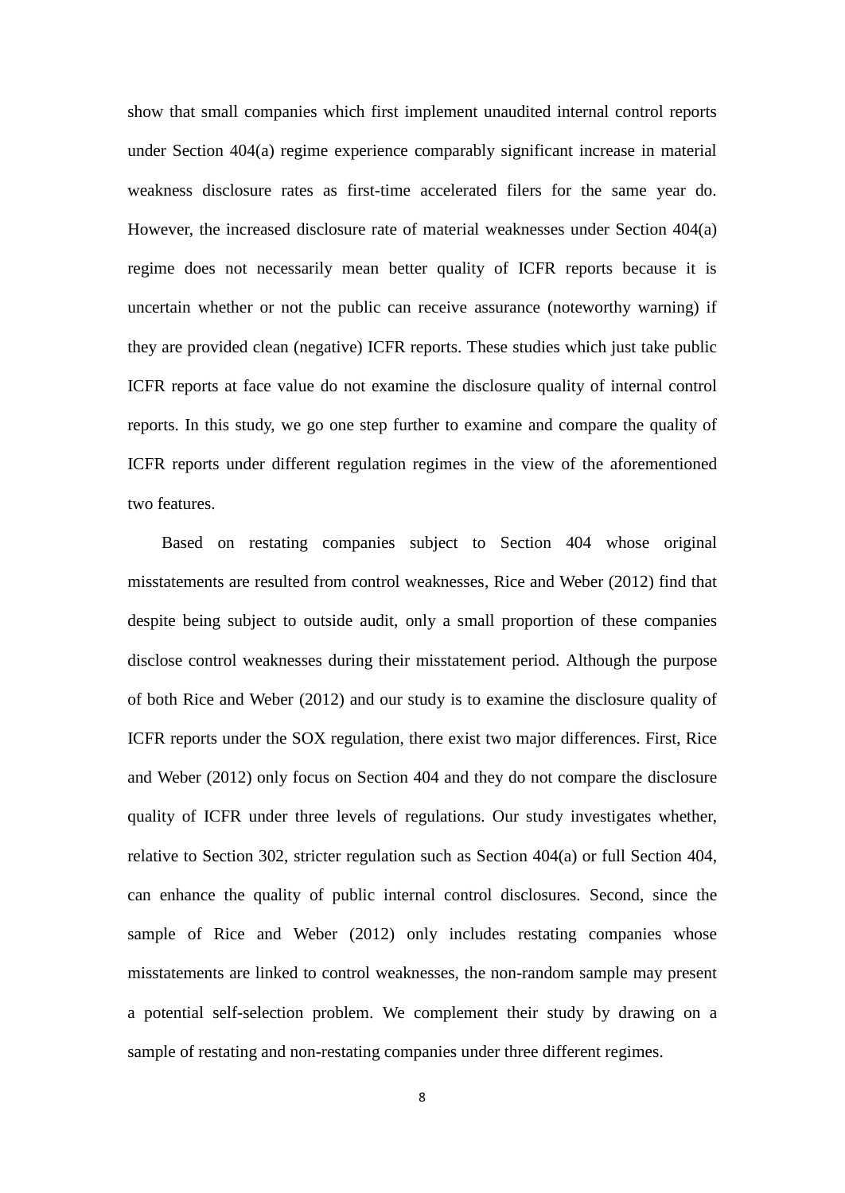show that small companies which first implement unaudited internal control reports under Section 404(a) regime experience comparably significant increase in material weakness disclosure rates as first-time accelerated filers for the same year do. However, the increased disclosure rate of material weaknesses under Section 404(a) regime does not necessarily mean better quality of ICFR reports because it is uncertain whether or not the public can receive assurance (noteworthy warning) if they are provided clean (negative) ICFR reports. These studies which just take public ICFR reports at face value do not examine the disclosure quality of internal control reports. In this study, we go one step further to examine and compare the quality of ICFR reports under different regulation regimes in the view of the aforementioned two features.

Based on restating companies subject to Section 404 whose original misstatements are resulted from control weaknesses, Rice and Weber (2012) find that despite being subject to outside audit, only a small proportion of these companies disclose control weaknesses during their misstatement period. Although the purpose of both Rice and Weber (2012) and our study is to examine the disclosure quality of ICFR reports under the SOX regulation, there exist two major differences. First, Rice and Weber (2012) only focus on Section 404 and they do not compare the disclosure quality of ICFR under three levels of regulations. Our study investigates whether, relative to Section 302, stricter regulation such as Section 404(a) or full Section 404, can enhance the quality of public internal control disclosures. Second, since the sample of Rice and Weber (2012) only includes restating companies whose misstatements are linked to control weaknesses, the non-random sample may present a potential self-selection problem. We complement their study by drawing on a sample of restating and non-restating companies under three different regimes.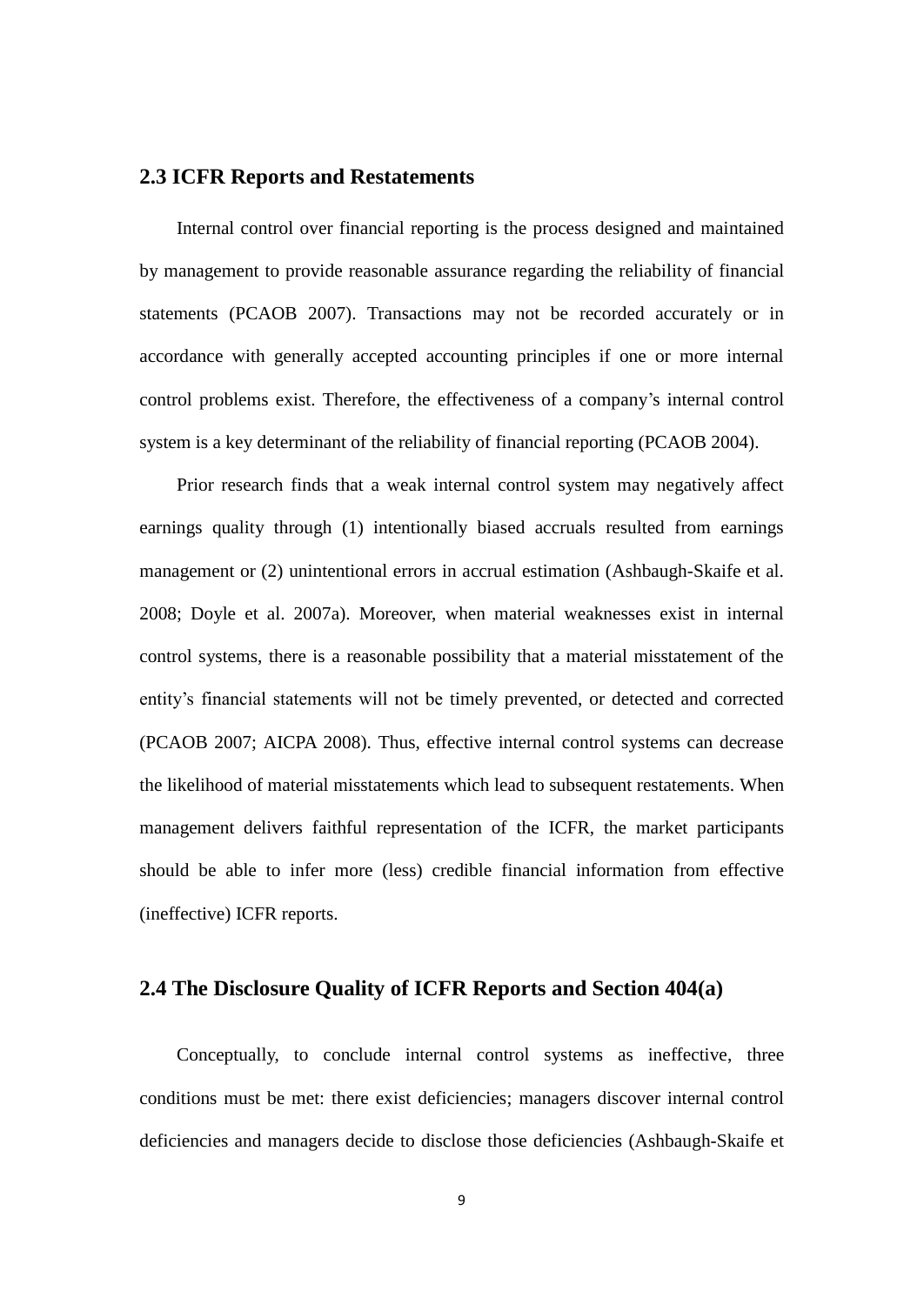## 2.3 ICFR Reports and Restatements

Internal control over financial reporting is the process designed and maintained by management to provide reasonable assurance regarding the reliability of financial statements (PCAOB 2007). Transactions may not be recorded accurately or in accordance with generally accepted accounting principles if one or more internal control problems exist. Therefore, the effectiveness of a company's internal control system is a key determinant of the reliability of financial reporting (PCAOB 2004).

Prior research finds that a weak internal control system may negatively affect earnings quality through (1) intentionally biased accruals resulted from earnings management or (2) unintentional errors in accrual estimation (Ashbaugh-Skaife et al. 2008; Doyle et al. 2007a). Moreover, when material weaknesses exist in internal control systems, there is a reasonable possibility that a material misstatement of the entity's financial statements will not be timely prevented, or detected and corrected (PCAOB 2007; AICPA 2008). Thus, effective internal control systems can decrease the likelihood of material misstatements which lead to subsequent restatements. When management delivers faithful representation of the ICFR, the market participants should be able to infer more (less) credible financial information from effective (ineffective) ICFR reports.

## 2.4 The Disclosure Quality of ICFR Reports and Section 404(a)

Conceptually, to conclude internal control systems as ineffective, three conditions must be met: there exist deficiencies; managers discover internal control deficiencies and managers decide to disclose those deficiencies (Ashbaugh-Skaife et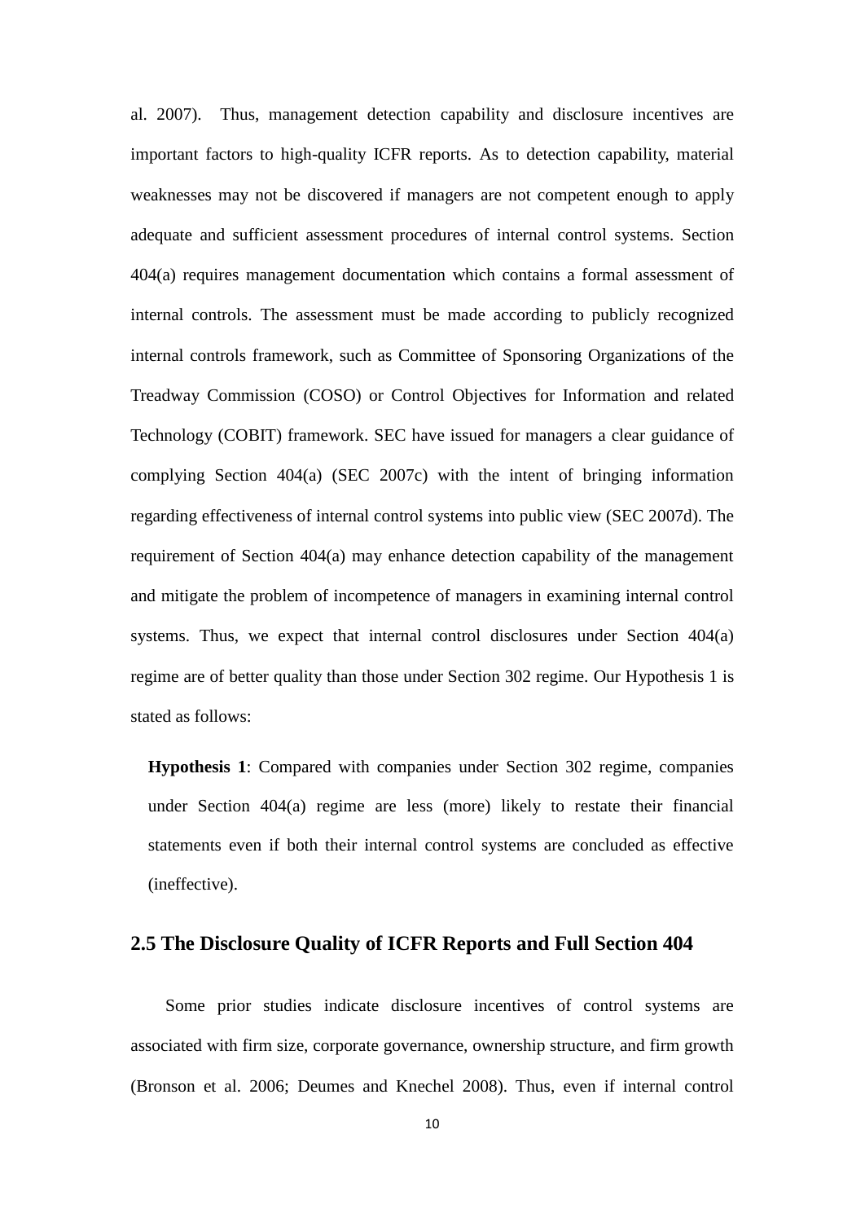al. 2007). Thus, management detection capability and disclosure incentives are important factors to high-quality ICFR reports. As to detection capability, material weaknesses may not be discovered if managers are not competent enough to apply adequate and sufficient assessment procedures of internal control systems. Section 404(a) requires management documentation which contains a formal assessment of internal controls. The assessment must be made according to publicly recognized internal controls framework, such as Committee of Sponsoring Organizations of the Treadway Commission (COSO) or Control Objectives for Information and related Technology (COBIT) framework. SEC have issued for managers a clear guidance of complying Section 404(a) (SEC 2007c) with the intent of bringing information regarding effectiveness of internal control systems into public view (SEC 2007d). The requirement of Section 404(a) may enhance detection capability of the management and mitigate the problem of incompetence of managers in examining internal control systems. Thus, we expect that internal control disclosures under Section 404(a) regime are of better quality than those under Section 302 regime. Our Hypothesis 1 is stated as follows:

> **Hypothesis 1**: Compared with companies under Section 302 regime, companies under Section 404(a) regime are less (more) likely to restate their financial statements even if both their internal control systems are concluded as effective (ineffective).

## 2.5 The Disclosure Quality of ICFR Reports and Full Section 404

Some prior studies indicate disclosure incentives of control systems are associated with firm size, corporate governance, ownership structure, and firm growth (Bronson et al. 2006; Deumes and Knechel 2008). Thus, even if internal control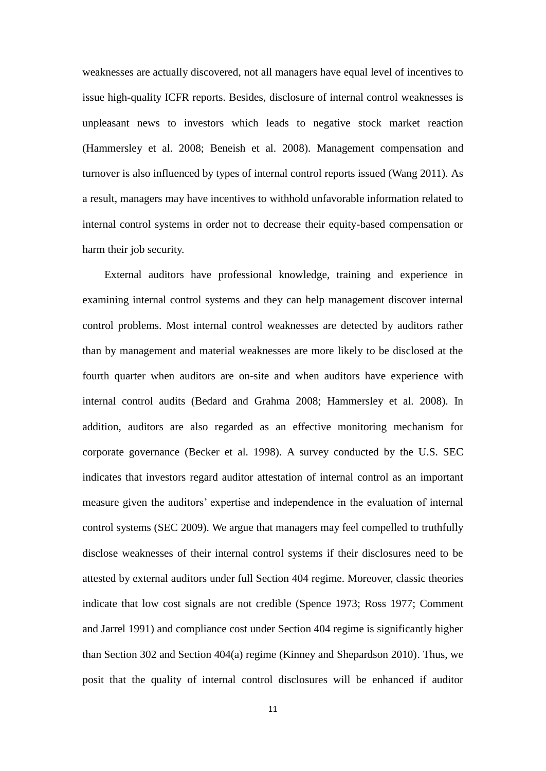weaknesses are actually discovered, not all managers have equal level of incentives to issue high-quality ICFR reports. Besides, disclosure of internal control weaknesses is unpleasant news to investors which leads to negative stock market reaction (Hammersley et al. 2008; Beneish et al. 2008). Management compensation and turnover is also influenced by types of internal control reports issued (Wang 2011). As a result, managers may have incentives to withhold unfavorable information related to internal control systems in order not to decrease their equity-based compensation or harm their job security.

External auditors have professional knowledge, training and experience in examining internal control systems and they can help management discover internal control problems. Most internal control weaknesses are detected by auditors rather than by management and material weaknesses are more likely to be disclosed at the fourth quarter when auditors are on-site and when auditors have experience with internal control audits (Bedard and Grahma 2008; Hammersley et al. 2008). In addition, auditors are also regarded as an effective monitoring mechanism for corporate governance (Becker et al. 1998). A survey conducted by the U.S. SEC indicates that investors regard auditor attestation of internal control as an important measure given the auditors' expertise and independence in the evaluation of internal control systems (SEC 2009). We argue that managers may feel compelled to truthfully disclose weaknesses of their internal control systems if their disclosures need to be attested by external auditors under full Section 404 regime. Moreover, classic theories indicate that low cost signals are not credible (Spence 1973; Ross 1977; Comment and Jarrel 1991) and compliance cost under Section 404 regime is significantly higher than Section 302 and Section 404(a) regime (Kinney and Shepardson 2010). Thus, we posit that the quality of internal control disclosures will be enhanced if auditor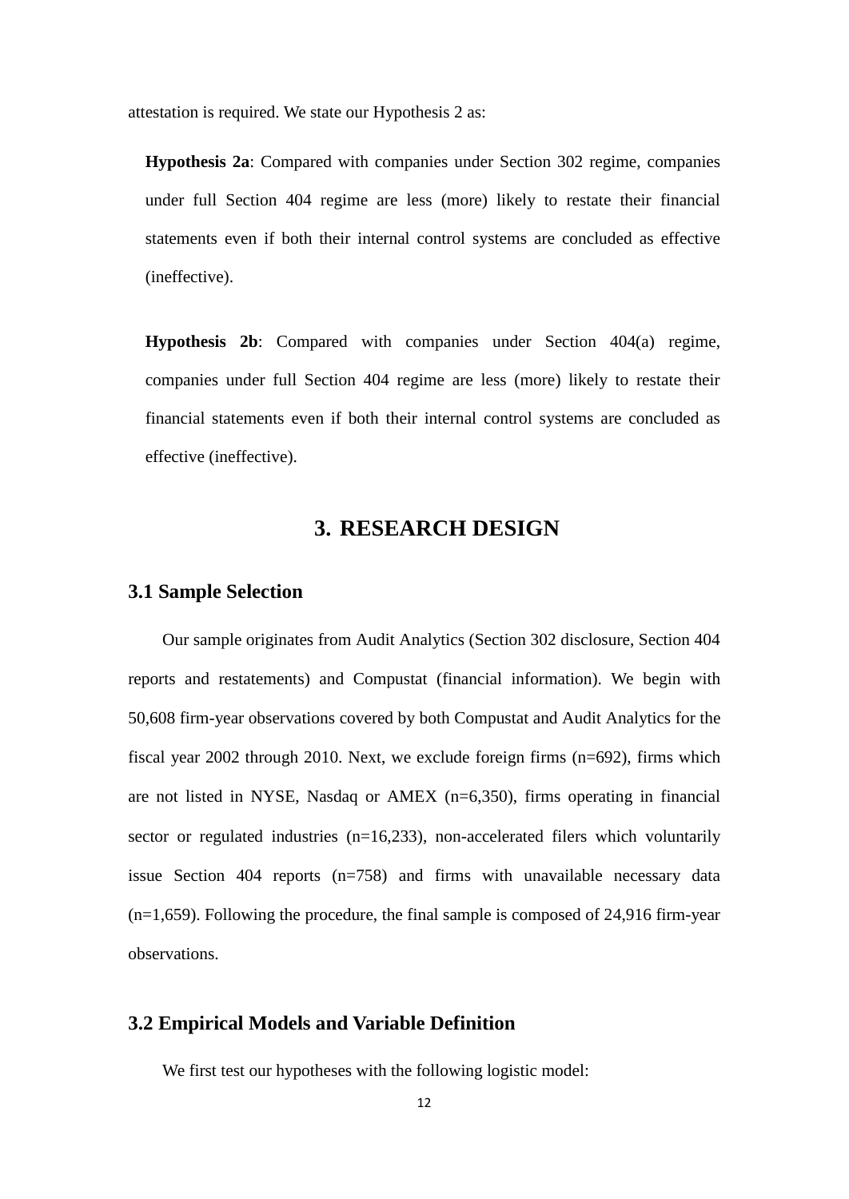attestation is required. We state our Hypothesis 2 as:

**Hypothesis 2a**: Compared with companies under Section 302 regime, companies under full Section 404 regime are less (more) likely to restate their financial statements even if both their internal control systems are concluded as effective (ineffective).

**Hypothesis 2b**: Compared with companies under Section 404(a) regime, companies under full Section 404 regime are less (more) likely to restate their financial statements even if both their internal control systems are concluded as effective (ineffective).

# 3. RESEARCH DESIGN

## 3.1 Sample Selection

Our sample originates from Audit Analytics (Section 302 disclosure, Section 404 reports and restatements) and Compustat (financial information). We begin with 50,608 firm-year observations covered by both Compustat and Audit Analytics for the fiscal year 2002 through 2010. Next, we exclude foreign firms (n=692), firms which are not listed in NYSE, Nasdaq or AMEX (n=6,350), firms operating in financial sector or regulated industries (n=16,233), non-accelerated filers which voluntarily issue Section 404 reports (n=758) and firms with unavailable necessary data (n=1,659). Following the procedure, the final sample is composed of 24,916 firm-year observations.

## 3.2 Empirical Models and Variable Definition

We first test our hypotheses with the following logistic model: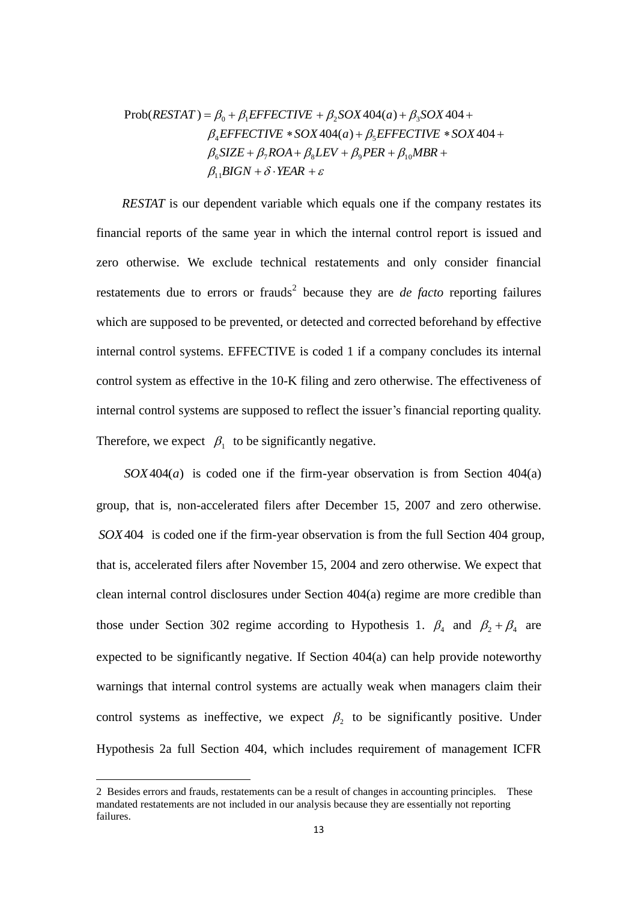$$
\begin{aligned}
\text{Prob}(RESTAT) = {} & \beta_0 + \beta_1 EFFECTIVE + \beta_2 SOX404(a) + \beta_3 SOX404 + \\
& \beta_4 EFFECTIVE * SOX404(a) + \beta_5 EFFECTIVE * SOX404 + \\
& \beta_6 SIZE + \beta_7 ROA + \beta_8 LEV + \beta_9 PER + \beta_{10} MBR + \\
& \beta_{11} BIGN + \delta \cdot YEAR + \varepsilon
\end{aligned}
$$

*RESTAT* is our dependent variable which equals one if the company restates its financial reports of the same year in which the internal control report is issued and zero otherwise. We exclude technical restatements and only consider financial restatements due to errors or frauds[2] because they are *de facto* reporting failures which are supposed to be prevented, or detected and corrected beforehand by effective internal control systems. EFFECTIVE is coded 1 if a company concludes its internal control system as effective in the 10-K filing and zero otherwise. The effectiveness of internal control systems are supposed to reflect the issuer's financial reporting quality. Therefore, we expect $\beta_1$ to be significantly negative.

$SOX404(a)$ is coded one if the firm-year observation is from Section 404(a) group, that is, non-accelerated filers after December 15, 2007 and zero otherwise. $SOX404$ is coded one if the firm-year observation is from the full Section 404 group, that is, accelerated filers after November 15, 2004 and zero otherwise. We expect that clean internal control disclosures under Section 404(a) regime are more credible than those under Section 302 regime according to Hypothesis 1. $\beta_4$ and $\beta_2 + \beta_4$ are expected to be significantly negative. If Section 404(a) can help provide noteworthy warnings that internal control systems are actually weak when managers claim their control systems as ineffective, we expect $\beta_2$ to be significantly positive. Under Hypothesis 2a full Section 404, which includes requirement of management ICFR

---

2 Besides errors and frauds, restatements can be a result of changes in accounting principles. These mandated restatements are not included in our analysis because they are essentially not reporting failures.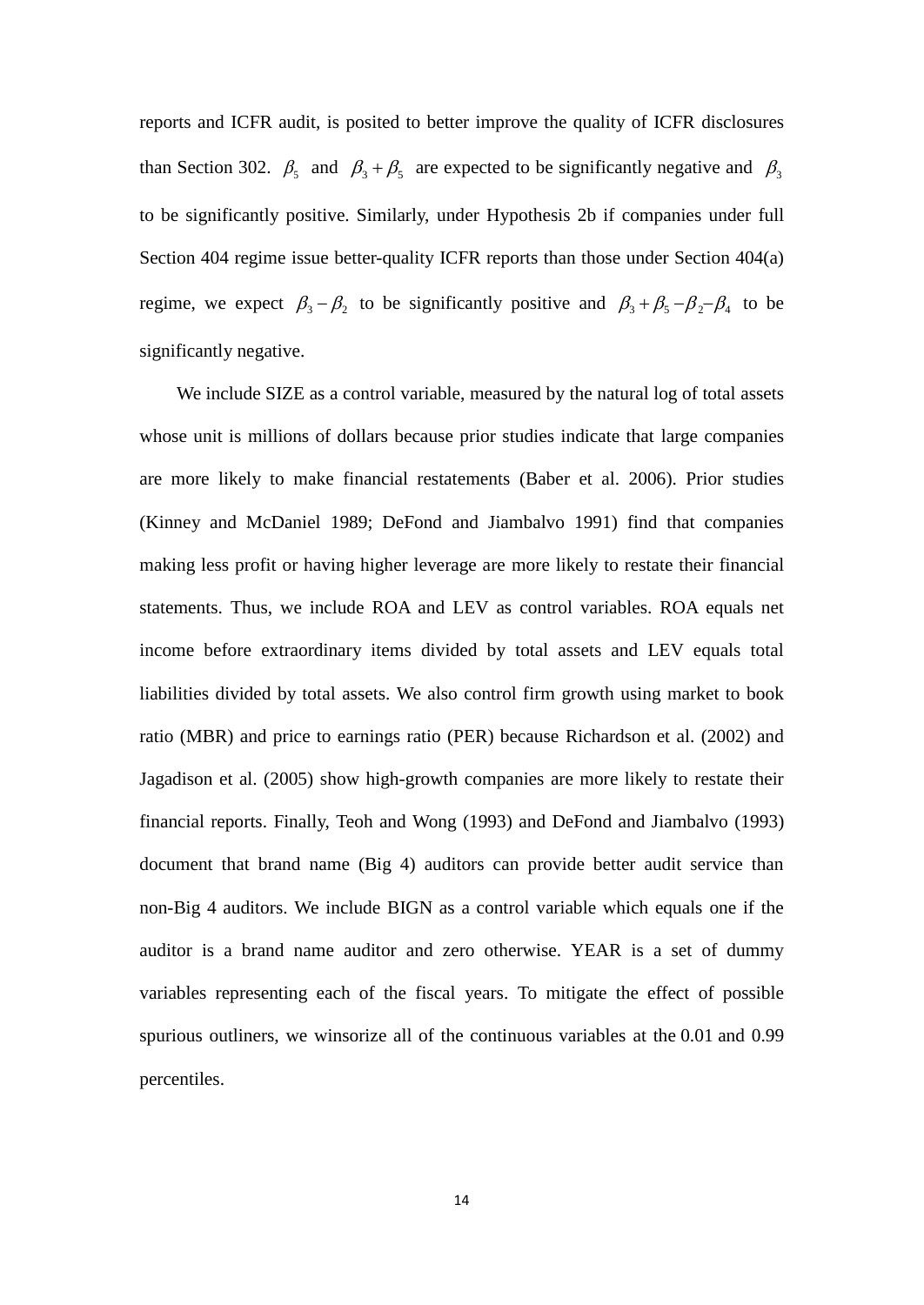reports and ICFR audit, is posited to better improve the quality of ICFR disclosures than Section 302. $\beta_5$ and $\beta_3 + \beta_5$ are expected to be significantly negative and $\beta_3$ to be significantly positive. Similarly, under Hypothesis 2b if companies under full Section 404 regime issue better-quality ICFR reports than those under Section 404(a) regime, we expect $\beta_3 - \beta_2$ to be significantly positive and $\beta_3 + \beta_5 - \beta_2 - \beta_4$ to be significantly negative.

We include SIZE as a control variable, measured by the natural log of total assets whose unit is millions of dollars because prior studies indicate that large companies are more likely to make financial restatements (Baber et al. 2006). Prior studies (Kinney and McDaniel 1989; DeFond and Jiambalvo 1991) find that companies making less profit or having higher leverage are more likely to restate their financial statements. Thus, we include ROA and LEV as control variables. ROA equals net income before extraordinary items divided by total assets and LEV equals total liabilities divided by total assets. We also control firm growth using market to book ratio (MBR) and price to earnings ratio (PER) because Richardson et al. (2002) and Jagadison et al. (2005) show high-growth companies are more likely to restate their financial reports. Finally, Teoh and Wong (1993) and DeFond and Jiambalvo (1993) document that brand name (Big 4) auditors can provide better audit service than non-Big 4 auditors. We include BIGN as a control variable which equals one if the auditor is a brand name auditor and zero otherwise. YEAR is a set of dummy variables representing each of the fiscal years. To mitigate the effect of possible spurious outliners, we winsorize all of the continuous variables at the 0.01 and 0.99 percentiles.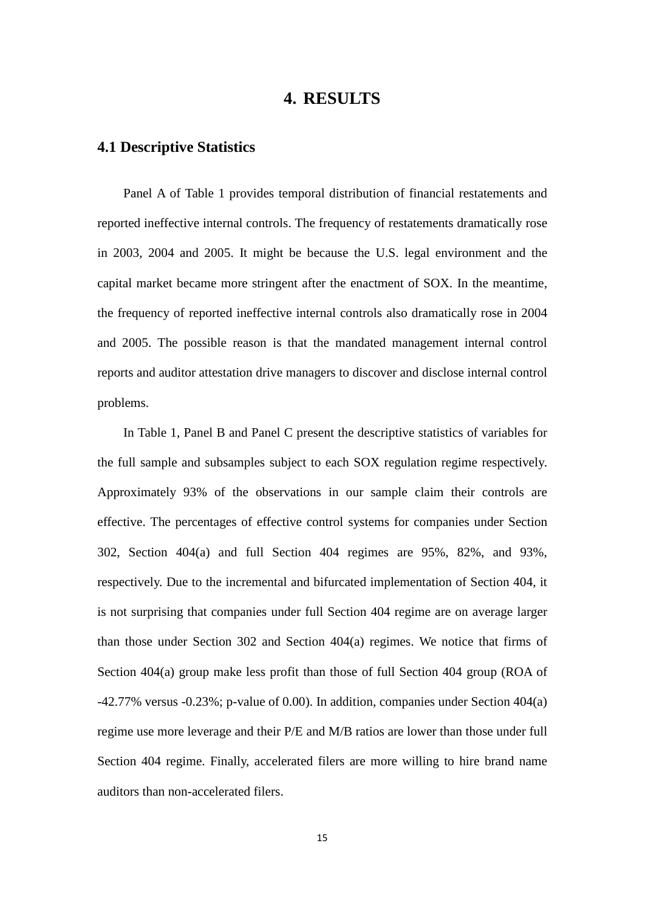# 4. RESULTS

## 4.1 Descriptive Statistics

Panel A of Table 1 provides temporal distribution of financial restatements and reported ineffective internal controls. The frequency of restatements dramatically rose in 2003, 2004 and 2005. It might be because the U.S. legal environment and the capital market became more stringent after the enactment of SOX. In the meantime, the frequency of reported ineffective internal controls also dramatically rose in 2004 and 2005. The possible reason is that the mandated management internal control reports and auditor attestation drive managers to discover and disclose internal control problems.

In Table 1, Panel B and Panel C present the descriptive statistics of variables for the full sample and subsamples subject to each SOX regulation regime respectively. Approximately 93% of the observations in our sample claim their controls are effective. The percentages of effective control systems for companies under Section 302, Section 404(a) and full Section 404 regimes are 95%, 82%, and 93%, respectively. Due to the incremental and bifurcated implementation of Section 404, it is not surprising that companies under full Section 404 regime are on average larger than those under Section 302 and Section 404(a) regimes. We notice that firms of Section 404(a) group make less profit than those of full Section 404 group (ROA of -42.77% versus -0.23%; p-value of 0.00). In addition, companies under Section 404(a) regime use more leverage and their P/E and M/B ratios are lower than those under full Section 404 regime. Finally, accelerated filers are more willing to hire brand name auditors than non-accelerated filers.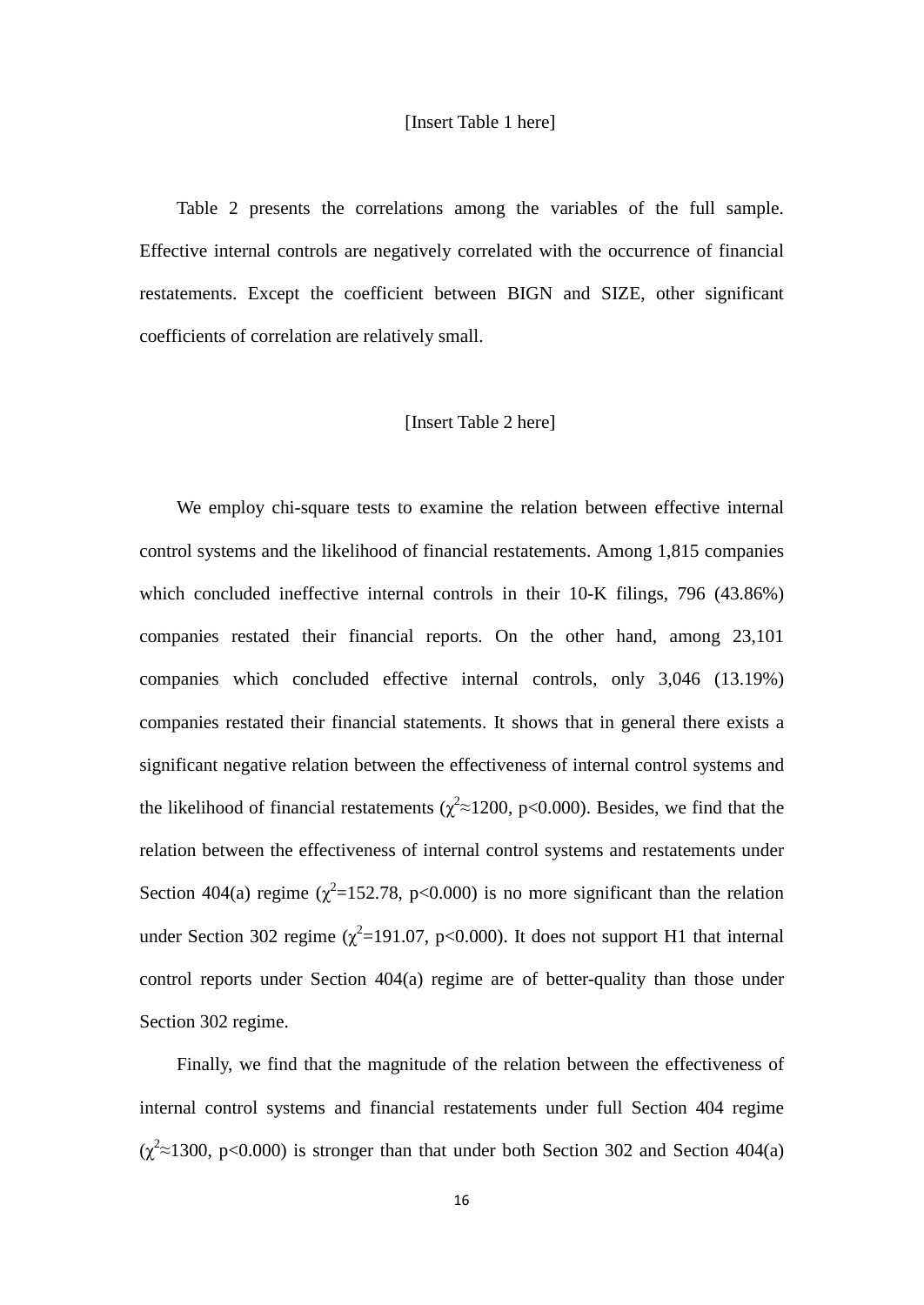[Insert Table 1 here]

Table 2 presents the correlations among the variables of the full sample. Effective internal controls are negatively correlated with the occurrence of financial restatements. Except the coefficient between BIGN and SIZE, other significant coefficients of correlation are relatively small.

[Insert Table 2 here]

We employ chi-square tests to examine the relation between effective internal control systems and the likelihood of financial restatements. Among 1,815 companies which concluded ineffective internal controls in their 10-K filings, 796 (43.86%) companies restated their financial reports. On the other hand, among 23,101 companies which concluded effective internal controls, only 3,046 (13.19%) companies restated their financial statements. It shows that in general there exists a significant negative relation between the effectiveness of internal control systems and the likelihood of financial restatements ($\chi^2 \approx 1200$, $p<0.000$). Besides, we find that the relation between the effectiveness of internal control systems and restatements under Section 404(a) regime ($\chi^2=152.78$, $p<0.000$) is no more significant than the relation under Section 302 regime ($\chi^2=191.07$, $p<0.000$). It does not support H1 that internal control reports under Section 404(a) regime are of better-quality than those under Section 302 regime.

Finally, we find that the magnitude of the relation between the effectiveness of internal control systems and financial restatements under full Section 404 regime ($\chi^2 \approx 1300$, $p<0.000$) is stronger than that under both Section 302 and Section 404(a)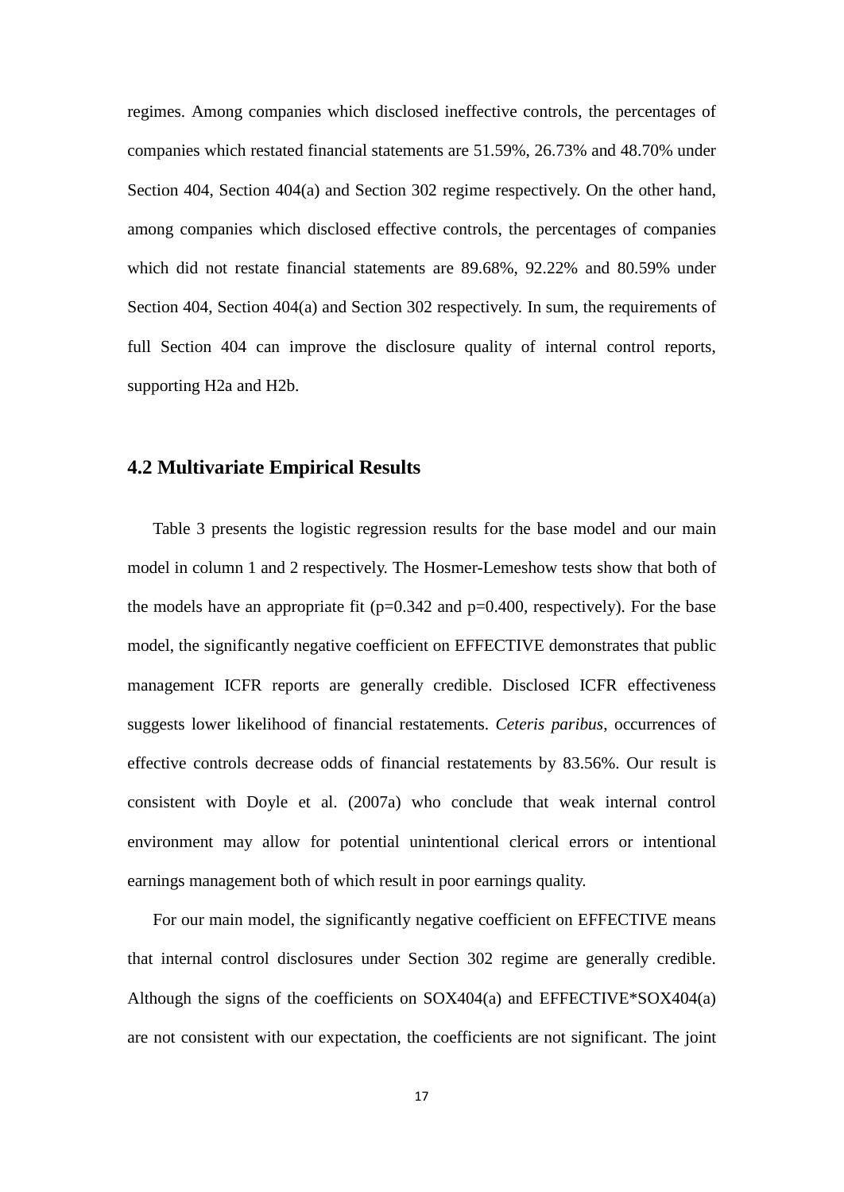regimes. Among companies which disclosed ineffective controls, the percentages of companies which restated financial statements are 51.59%, 26.73% and 48.70% under Section 404, Section 404(a) and Section 302 regime respectively. On the other hand, among companies which disclosed effective controls, the percentages of companies which did not restate financial statements are 89.68%, 92.22% and 80.59% under Section 404, Section 404(a) and Section 302 respectively. In sum, the requirements of full Section 404 can improve the disclosure quality of internal control reports, supporting H2a and H2b.

## 4.2 Multivariate Empirical Results

Table 3 presents the logistic regression results for the base model and our main model in column 1 and 2 respectively. The Hosmer-Lemeshow tests show that both of the models have an appropriate fit ($p=0.342$ and $p=0.400$, respectively). For the base model, the significantly negative coefficient on EFFECTIVE demonstrates that public management ICFR reports are generally credible. Disclosed ICFR effectiveness suggests lower likelihood of financial restatements. *Ceteris paribus*, occurrences of effective controls decrease odds of financial restatements by 83.56%. Our result is consistent with Doyle et al. (2007a) who conclude that weak internal control environment may allow for potential unintentional clerical errors or intentional earnings management both of which result in poor earnings quality.

For our main model, the significantly negative coefficient on EFFECTIVE means that internal control disclosures under Section 302 regime are generally credible. Although the signs of the coefficients on SOX404(a) and EFFECTIVE*SOX404(a) are not consistent with our expectation, the coefficients are not significant. The joint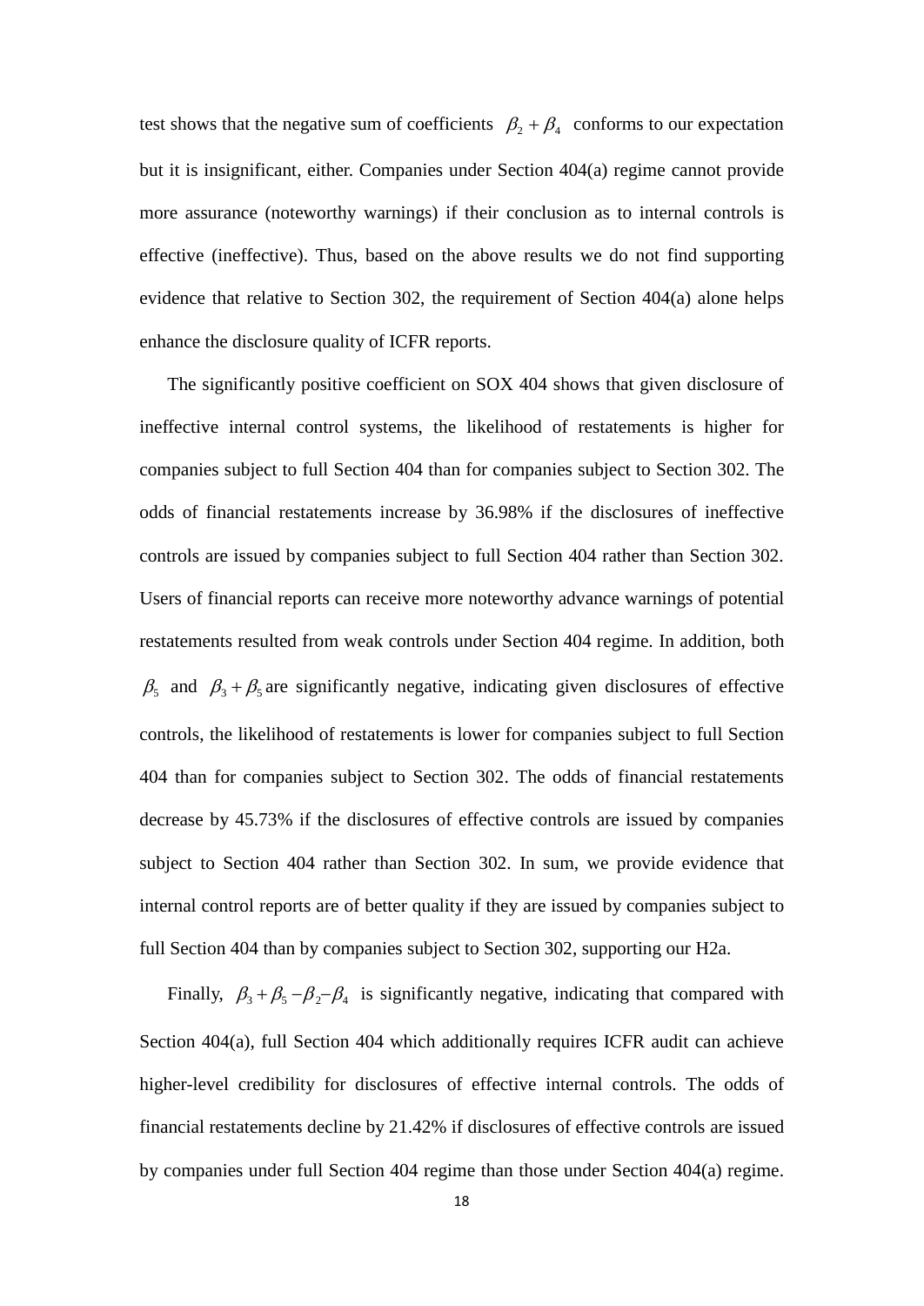test shows that the negative sum of coefficients $\beta_2 + \beta_4$ conforms to our expectation but it is insignificant, either. Companies under Section 404(a) regime cannot provide more assurance (noteworthy warnings) if their conclusion as to internal controls is effective (ineffective). Thus, based on the above results we do not find supporting evidence that relative to Section 302, the requirement of Section 404(a) alone helps enhance the disclosure quality of ICFR reports.

The significantly positive coefficient on SOX 404 shows that given disclosure of ineffective internal control systems, the likelihood of restatements is higher for companies subject to full Section 404 than for companies subject to Section 302. The odds of financial restatements increase by 36.98% if the disclosures of ineffective controls are issued by companies subject to full Section 404 rather than Section 302. Users of financial reports can receive more noteworthy advance warnings of potential restatements resulted from weak controls under Section 404 regime. In addition, both $\beta_5$ and $\beta_3 + \beta_5$ are significantly negative, indicating given disclosures of effective controls, the likelihood of restatements is lower for companies subject to full Section 404 than for companies subject to Section 302. The odds of financial restatements decrease by 45.73% if the disclosures of effective controls are issued by companies subject to Section 404 rather than Section 302. In sum, we provide evidence that internal control reports are of better quality if they are issued by companies subject to full Section 404 than by companies subject to Section 302, supporting our H2a.

Finally, $\beta_3 + \beta_5 - \beta_2 - \beta_4$ is significantly negative, indicating that compared with Section 404(a), full Section 404 which additionally requires ICFR audit can achieve higher-level credibility for disclosures of effective internal controls. The odds of financial restatements decline by 21.42% if disclosures of effective controls are issued by companies under full Section 404 regime than those under Section 404(a) regime.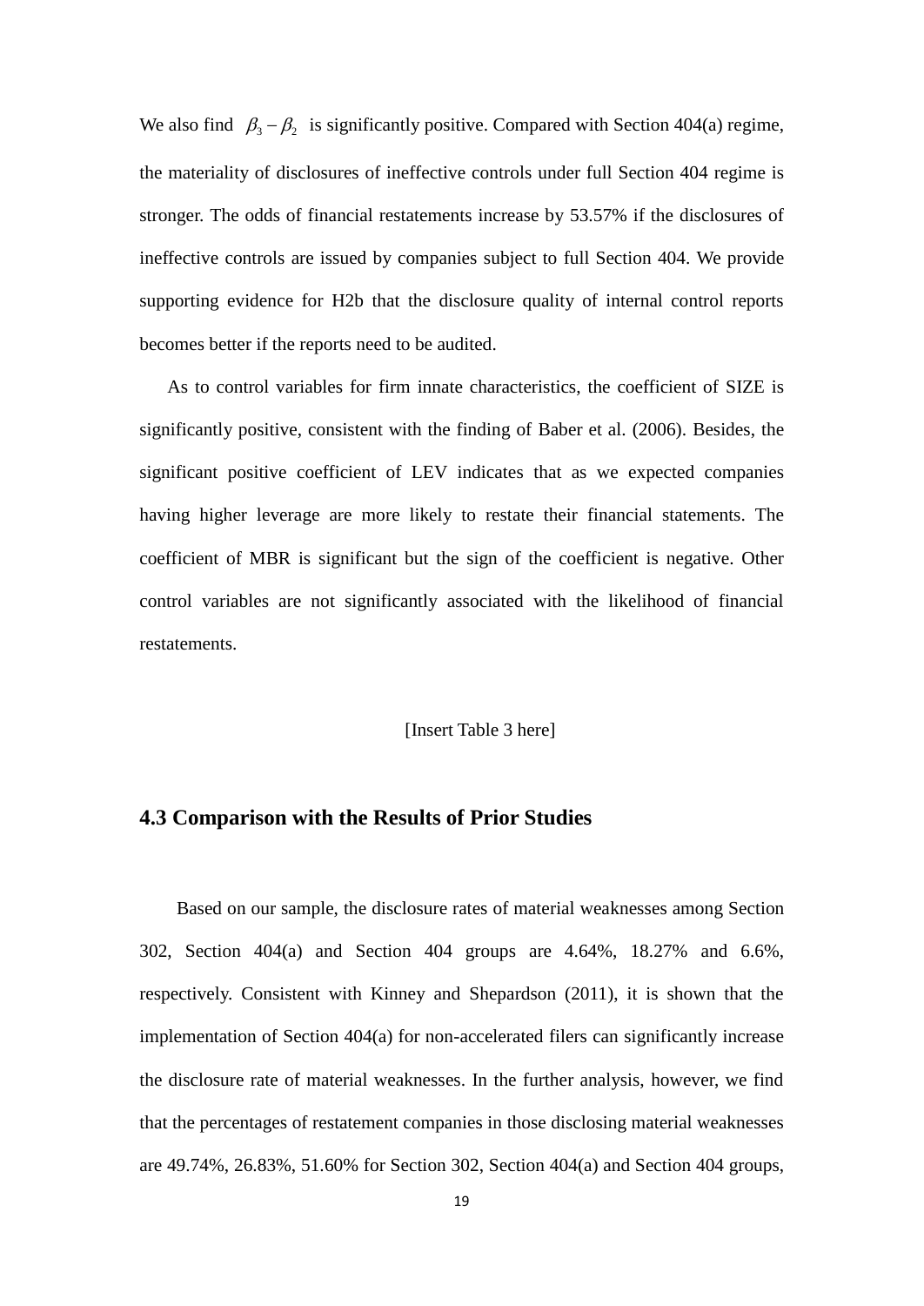We also find $\beta_3 - \beta_2$ is significantly positive. Compared with Section 404(a) regime, the materiality of disclosures of ineffective controls under full Section 404 regime is stronger. The odds of financial restatements increase by 53.57% if the disclosures of ineffective controls are issued by companies subject to full Section 404. We provide supporting evidence for H2b that the disclosure quality of internal control reports becomes better if the reports need to be audited.

As to control variables for firm innate characteristics, the coefficient of SIZE is significantly positive, consistent with the finding of Baber et al. (2006). Besides, the significant positive coefficient of LEV indicates that as we expected companies having higher leverage are more likely to restate their financial statements. The coefficient of MBR is significant but the sign of the coefficient is negative. Other control variables are not significantly associated with the likelihood of financial restatements.

[Insert Table 3 here]

## 4.3 Comparison with the Results of Prior Studies

Based on our sample, the disclosure rates of material weaknesses among Section 302, Section 404(a) and Section 404 groups are 4.64%, 18.27% and 6.6%, respectively. Consistent with Kinney and Shepardson (2011), it is shown that the implementation of Section 404(a) for non-accelerated filers can significantly increase the disclosure rate of material weaknesses. In the further analysis, however, we find that the percentages of restatement companies in those disclosing material weaknesses are 49.74%, 26.83%, 51.60% for Section 302, Section 404(a) and Section 404 groups,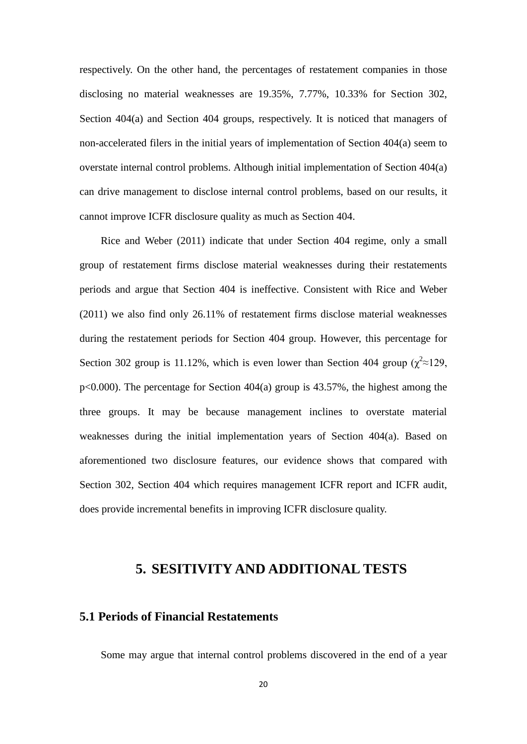respectively. On the other hand, the percentages of restatement companies in those disclosing no material weaknesses are 19.35%, 7.77%, 10.33% for Section 302, Section 404(a) and Section 404 groups, respectively. It is noticed that managers of non-accelerated filers in the initial years of implementation of Section 404(a) seem to overstate internal control problems. Although initial implementation of Section 404(a) can drive management to disclose internal control problems, based on our results, it cannot improve ICFR disclosure quality as much as Section 404.

Rice and Weber (2011) indicate that under Section 404 regime, only a small group of restatement firms disclose material weaknesses during their restatements periods and argue that Section 404 is ineffective. Consistent with Rice and Weber (2011) we also find only 26.11% of restatement firms disclose material weaknesses during the restatement periods for Section 404 group. However, this percentage for Section 302 group is 11.12%, which is even lower than Section 404 group ($\chi^2 \approx 129$, $p<0.000$). The percentage for Section 404(a) group is 43.57%, the highest among the three groups. It may be because management inclines to overstate material weaknesses during the initial implementation years of Section 404(a). Based on aforementioned two disclosure features, our evidence shows that compared with Section 302, Section 404 which requires management ICFR report and ICFR audit, does provide incremental benefits in improving ICFR disclosure quality.

# 5. SESITIVITY AND ADDITIONAL TESTS

## 5.1 Periods of Financial Restatements

Some may argue that internal control problems discovered in the end of a year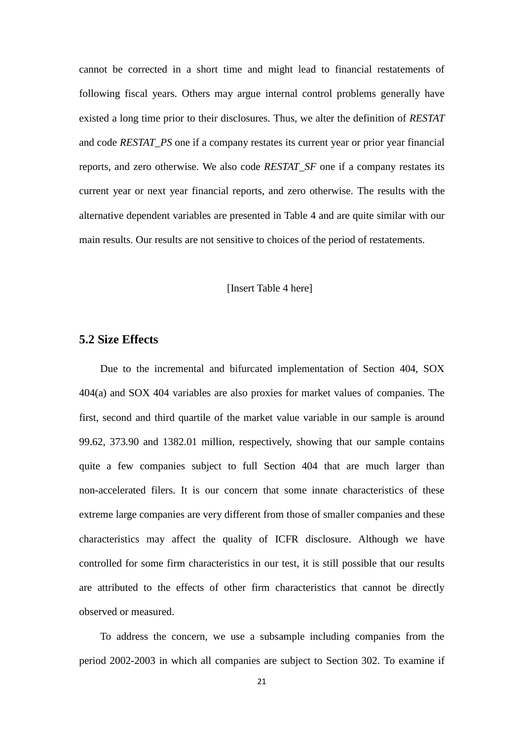cannot be corrected in a short time and might lead to financial restatements of following fiscal years. Others may argue internal control problems generally have existed a long time prior to their disclosures. Thus, we alter the definition of *RESTAT* and code *RESTAT_PS* one if a company restates its current year or prior year financial reports, and zero otherwise. We also code *RESTAT_SF* one if a company restates its current year or next year financial reports, and zero otherwise. The results with the alternative dependent variables are presented in Table 4 and are quite similar with our main results. Our results are not sensitive to choices of the period of restatements.

[Insert Table 4 here]

### 5.2 Size Effects

Due to the incremental and bifurcated implementation of Section 404, SOX 404(a) and SOX 404 variables are also proxies for market values of companies. The first, second and third quartile of the market value variable in our sample is around 99.62, 373.90 and 1382.01 million, respectively, showing that our sample contains quite a few companies subject to full Section 404 that are much larger than non-accelerated filers. It is our concern that some innate characteristics of these extreme large companies are very different from those of smaller companies and these characteristics may affect the quality of ICFR disclosure. Although we have controlled for some firm characteristics in our test, it is still possible that our results are attributed to the effects of other firm characteristics that cannot be directly observed or measured.

To address the concern, we use a subsample including companies from the period 2002-2003 in which all companies are subject to Section 302. To examine if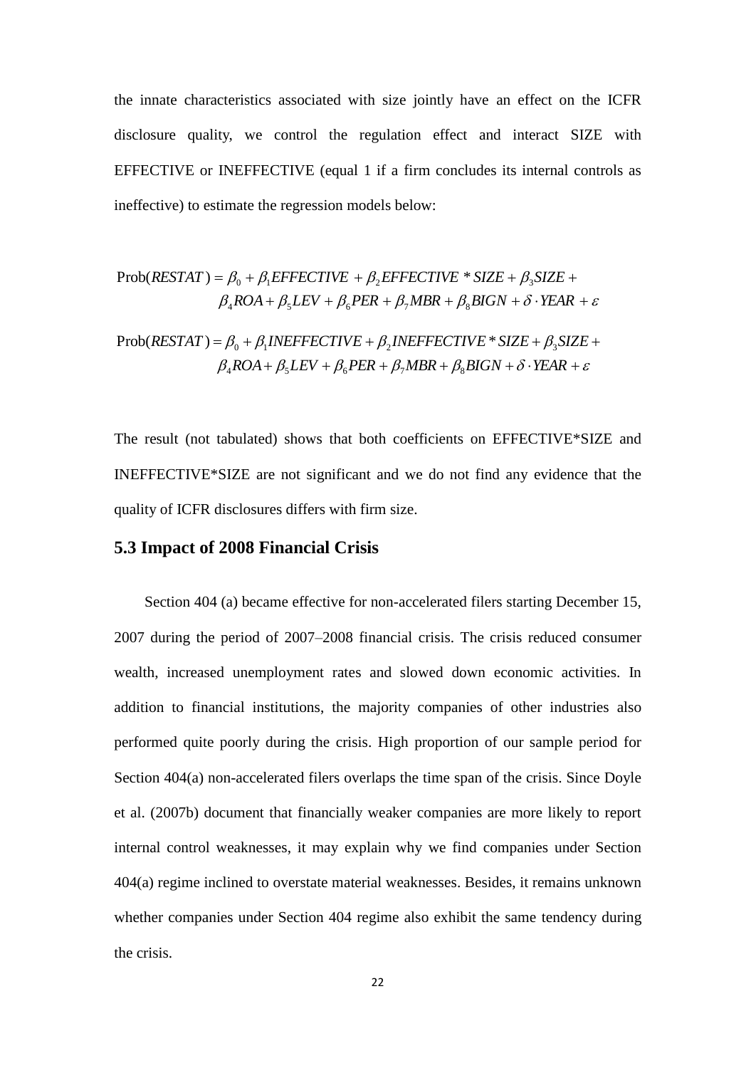the innate characteristics associated with size jointly have an effect on the ICFR disclosure quality, we control the regulation effect and interact SIZE with EFFECTIVE or INEFFECTIVE (equal 1 if a firm concludes its internal controls as ineffective) to estimate the regression models below:

$$\begin{aligned}\text{Prob}(RESTAT) = \beta_0 + \beta_1 EFFECTIVE + \beta_2 EFFECTIVE * SIZE + \beta_3 SIZE + \\ \beta_4 ROA + \beta_5 LEV + \beta_6 PER + \beta_7 MBR + \beta_8 BIGN + \delta \cdot YEAR + \varepsilon\end{aligned}$$

$$\begin{aligned}\text{Prob}(RESTAT) = \beta_0 + \beta_1 INEFFECTIVE + \beta_2 INEFFECTIVE * SIZE + \beta_3 SIZE + \\ \beta_4 ROA + \beta_5 LEV + \beta_6 PER + \beta_7 MBR + \beta_8 BIGN + \delta \cdot YEAR + \varepsilon\end{aligned}$$

The result (not tabulated) shows that both coefficients on EFFECTIVE*SIZE and INEFFECTIVE*SIZE are not significant and we do not find any evidence that the quality of ICFR disclosures differs with firm size.

## 5.3 Impact of 2008 Financial Crisis

Section 404 (a) became effective for non-accelerated filers starting December 15, 2007 during the period of 2007–2008 financial crisis. The crisis reduced consumer wealth, increased unemployment rates and slowed down economic activities. In addition to financial institutions, the majority companies of other industries also performed quite poorly during the crisis. High proportion of our sample period for Section 404(a) non-accelerated filers overlaps the time span of the crisis. Since Doyle et al. (2007b) document that financially weaker companies are more likely to report internal control weaknesses, it may explain why we find companies under Section 404(a) regime inclined to overstate material weaknesses. Besides, it remains unknown whether companies under Section 404 regime also exhibit the same tendency during the crisis.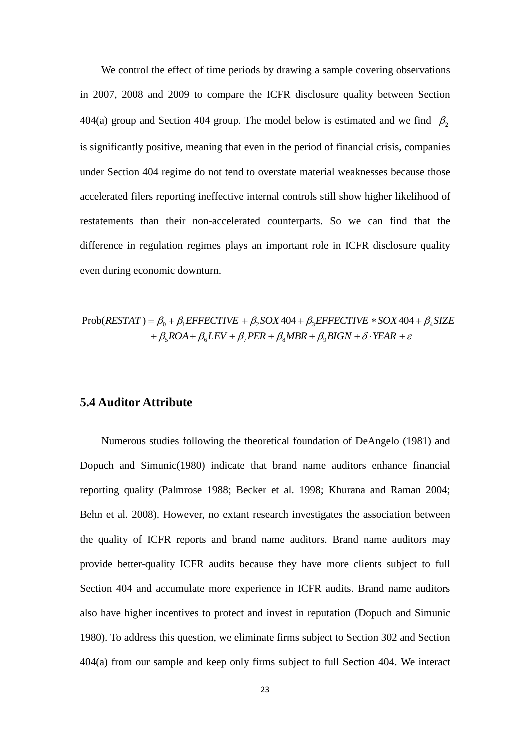We control the effect of time periods by drawing a sample covering observations in 2007, 2008 and 2009 to compare the ICFR disclosure quality between Section 404(a) group and Section 404 group. The model below is estimated and we find $\beta_2$ is significantly positive, meaning that even in the period of financial crisis, companies under Section 404 regime do not tend to overstate material weaknesses because those accelerated filers reporting ineffective internal controls still show higher likelihood of restatements than their non-accelerated counterparts. So we can find that the difference in regulation regimes plays an important role in ICFR disclosure quality even during economic downturn.

$$\text{Prob}(RESTAT) = \beta_0 + \beta_1 EFFECTIVE + \beta_2 SOX404 + \beta_3 EFFECTIVE * SOX404 + \beta_4 SIZE \\ + \beta_5 ROA + \beta_6 LEV + \beta_7 PER + \beta_8 MBR + \beta_9 BIGN + \delta \cdot YEAR + \varepsilon$$

## 5.4 Auditor Attribute

Numerous studies following the theoretical foundation of DeAngelo (1981) and Dopuch and Simunic(1980) indicate that brand name auditors enhance financial reporting quality (Palmrose 1988; Becker et al. 1998; Khurana and Raman 2004; Behn et al. 2008). However, no extant research investigates the association between the quality of ICFR reports and brand name auditors. Brand name auditors may provide better-quality ICFR audits because they have more clients subject to full Section 404 and accumulate more experience in ICFR audits. Brand name auditors also have higher incentives to protect and invest in reputation (Dopuch and Simunic 1980). To address this question, we eliminate firms subject to Section 302 and Section 404(a) from our sample and keep only firms subject to full Section 404. We interact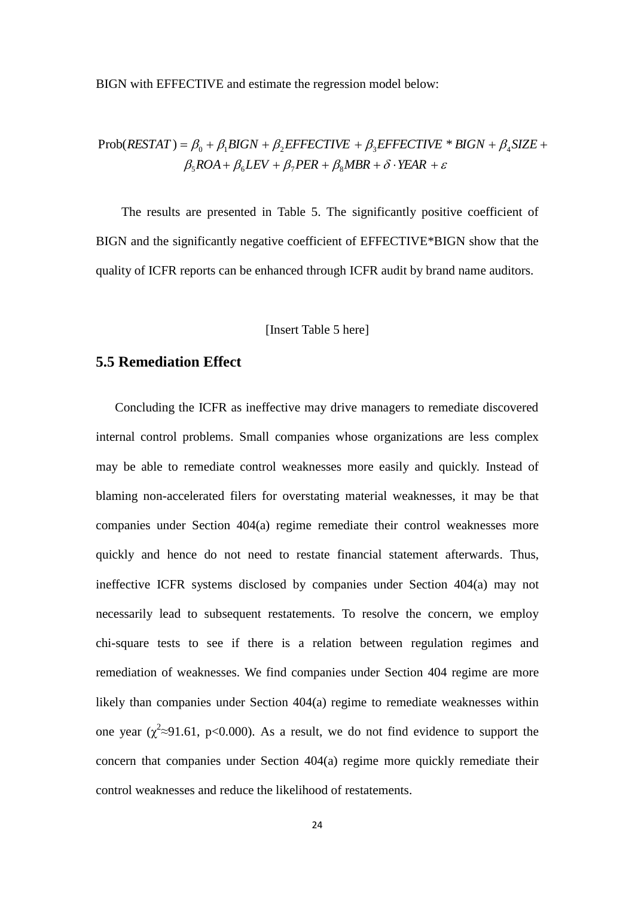BIGN with EFFECTIVE and estimate the regression model below:

$$\text{Prob}(RESTAT) = \beta_0 + \beta_1 BIGN + \beta_2 EFFECTIVE + \beta_3 EFFECTIVE * BIGN + \beta_4 SIZE + \beta_5 ROA + \beta_6 LEV + \beta_7 PER + \beta_8 MBR + \delta \cdot YEAR + \varepsilon$$

The results are presented in Table 5. The significantly positive coefficient of BIGN and the significantly negative coefficient of EFFECTIVE*BIGN show that the quality of ICFR reports can be enhanced through ICFR audit by brand name auditors.

[Insert Table 5 here]

## 5.5 Remediation Effect

Concluding the ICFR as ineffective may drive managers to remediate discovered internal control problems. Small companies whose organizations are less complex may be able to remediate control weaknesses more easily and quickly. Instead of blaming non-accelerated filers for overstating material weaknesses, it may be that companies under Section 404(a) regime remediate their control weaknesses more quickly and hence do not need to restate financial statement afterwards. Thus, ineffective ICFR systems disclosed by companies under Section 404(a) may not necessarily lead to subsequent restatements. To resolve the concern, we employ chi-square tests to see if there is a relation between regulation regimes and remediation of weaknesses. We find companies under Section 404 regime are more likely than companies under Section 404(a) regime to remediate weaknesses within one year ($\chi^2 \approx 91.61$, $p<0.000$). As a result, we do not find evidence to support the concern that companies under Section 404(a) regime more quickly remediate their control weaknesses and reduce the likelihood of restatements.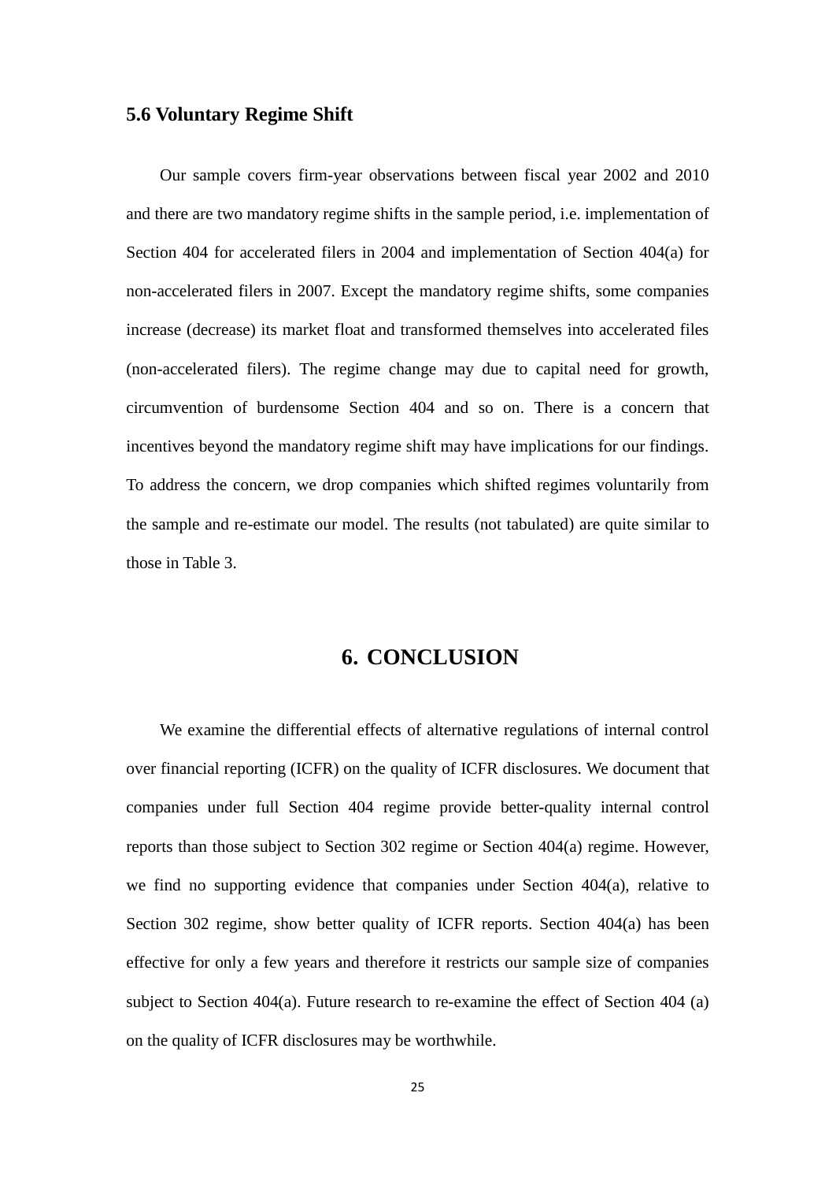### 5.6 Voluntary Regime Shift

Our sample covers firm-year observations between fiscal year 2002 and 2010 and there are two mandatory regime shifts in the sample period, i.e. implementation of Section 404 for accelerated filers in 2004 and implementation of Section 404(a) for non-accelerated filers in 2007. Except the mandatory regime shifts, some companies increase (decrease) its market float and transformed themselves into accelerated files (non-accelerated filers). The regime change may due to capital need for growth, circumvention of burdensome Section 404 and so on. There is a concern that incentives beyond the mandatory regime shift may have implications for our findings. To address the concern, we drop companies which shifted regimes voluntarily from the sample and re-estimate our model. The results (not tabulated) are quite similar to those in Table 3.

## 6. CONCLUSION

We examine the differential effects of alternative regulations of internal control over financial reporting (ICFR) on the quality of ICFR disclosures. We document that companies under full Section 404 regime provide better-quality internal control reports than those subject to Section 302 regime or Section 404(a) regime. However, we find no supporting evidence that companies under Section 404(a), relative to Section 302 regime, show better quality of ICFR reports. Section 404(a) has been effective for only a few years and therefore it restricts our sample size of companies subject to Section 404(a). Future research to re-examine the effect of Section 404 (a) on the quality of ICFR disclosures may be worthwhile.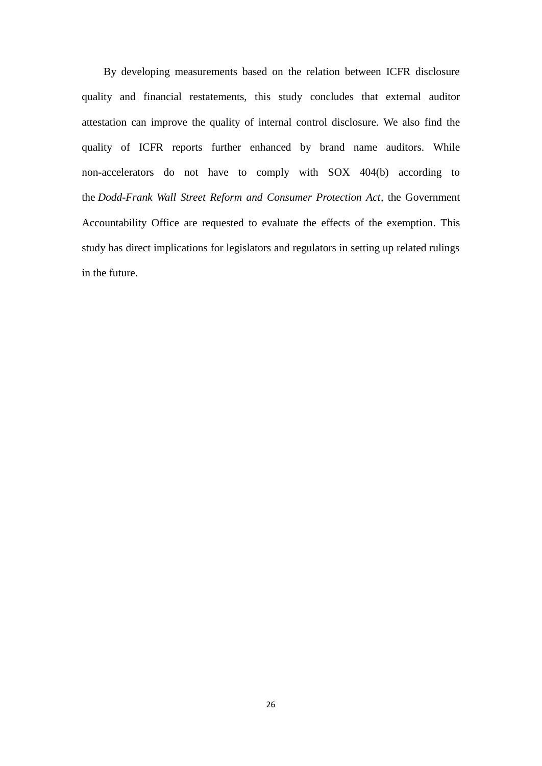By developing measurements based on the relation between ICFR disclosure quality and financial restatements, this study concludes that external auditor attestation can improve the quality of internal control disclosure. We also find the quality of ICFR reports further enhanced by brand name auditors. While non-accelerators do not have to comply with SOX 404(b) according to the *Dodd-Frank Wall Street Reform and Consumer Protection Act*, the Government Accountability Office are requested to evaluate the effects of the exemption. This study has direct implications for legislators and regulators in setting up related rulings in the future.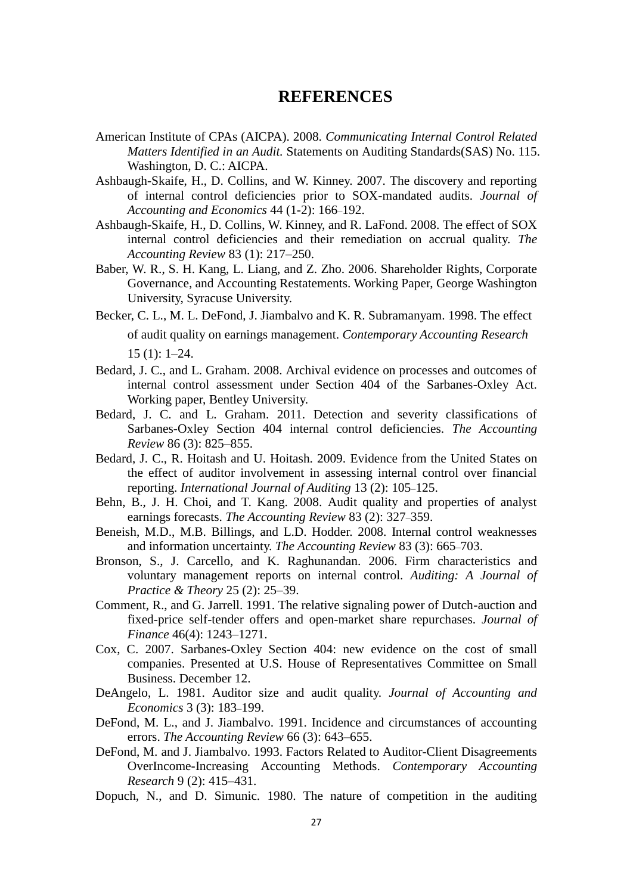# REFERENCES

American Institute of CPAs (AICPA). 2008. *Communicating Internal Control Related Matters Identified in an Audit.* Statements on Auditing Standards(SAS) No. 115. Washington, D. C.: AICPA.

Ashbaugh-Skaife, H., D. Collins, and W. Kinney. 2007. The discovery and reporting of internal control deficiencies prior to SOX-mandated audits. *Journal of Accounting and Economics* 44 (1-2): 166–192.

Ashbaugh-Skaife, H., D. Collins, W. Kinney, and R. LaFond. 2008. The effect of SOX internal control deficiencies and their remediation on accrual quality. *The Accounting Review* 83 (1): 217–250.

Baber, W. R., S. H. Kang, L. Liang, and Z. Zho. 2006. Shareholder Rights, Corporate Governance, and Accounting Restatements. Working Paper, George Washington University, Syracuse University.

Becker, C. L., M. L. DeFond, J. Jiambalvo and K. R. Subramanyam. 1998. The effect of audit quality on earnings management. *Contemporary Accounting Research* 15 (1): 1–24.

Bedard, J. C., and L. Graham. 2008. Archival evidence on processes and outcomes of internal control assessment under Section 404 of the Sarbanes-Oxley Act. Working paper, Bentley University.

Bedard, J. C. and L. Graham. 2011. Detection and severity classifications of Sarbanes-Oxley Section 404 internal control deficiencies. *The Accounting Review* 86 (3): 825–855.

Bedard, J. C., R. Hoitash and U. Hoitash. 2009. Evidence from the United States on the effect of auditor involvement in assessing internal control over financial reporting. *International Journal of Auditing* 13 (2): 105–125.

Behn, B., J. H. Choi, and T. Kang. 2008. Audit quality and properties of analyst earnings forecasts. *The Accounting Review* 83 (2): 327–359.

Beneish, M.D., M.B. Billings, and L.D. Hodder. 2008. Internal control weaknesses and information uncertainty. *The Accounting Review* 83 (3): 665–703.

Bronson, S., J. Carcello, and K. Raghunandan. 2006. Firm characteristics and voluntary management reports on internal control. *Auditing: A Journal of Practice & Theory* 25 (2): 25–39.

Comment, R., and G. Jarrell. 1991. The relative signaling power of Dutch-auction and fixed-price self-tender offers and open-market share repurchases. *Journal of Finance* 46(4): 1243–1271.

Cox, C. 2007. Sarbanes-Oxley Section 404: new evidence on the cost of small companies. Presented at U.S. House of Representatives Committee on Small Business. December 12.

DeAngelo, L. 1981. Auditor size and audit quality. *Journal of Accounting and Economics* 3 (3): 183–199.

DeFond, M. L., and J. Jiambalvo. 1991. Incidence and circumstances of accounting errors. *The Accounting Review* 66 (3): 643–655.

DeFond, M. and J. Jiambalvo. 1993. Factors Related to Auditor-Client Disagreements OverIncome-Increasing Accounting Methods. *Contemporary Accounting Research* 9 (2): 415–431.

Dopuch, N., and D. Simunic. 1980. The nature of competition in the auditing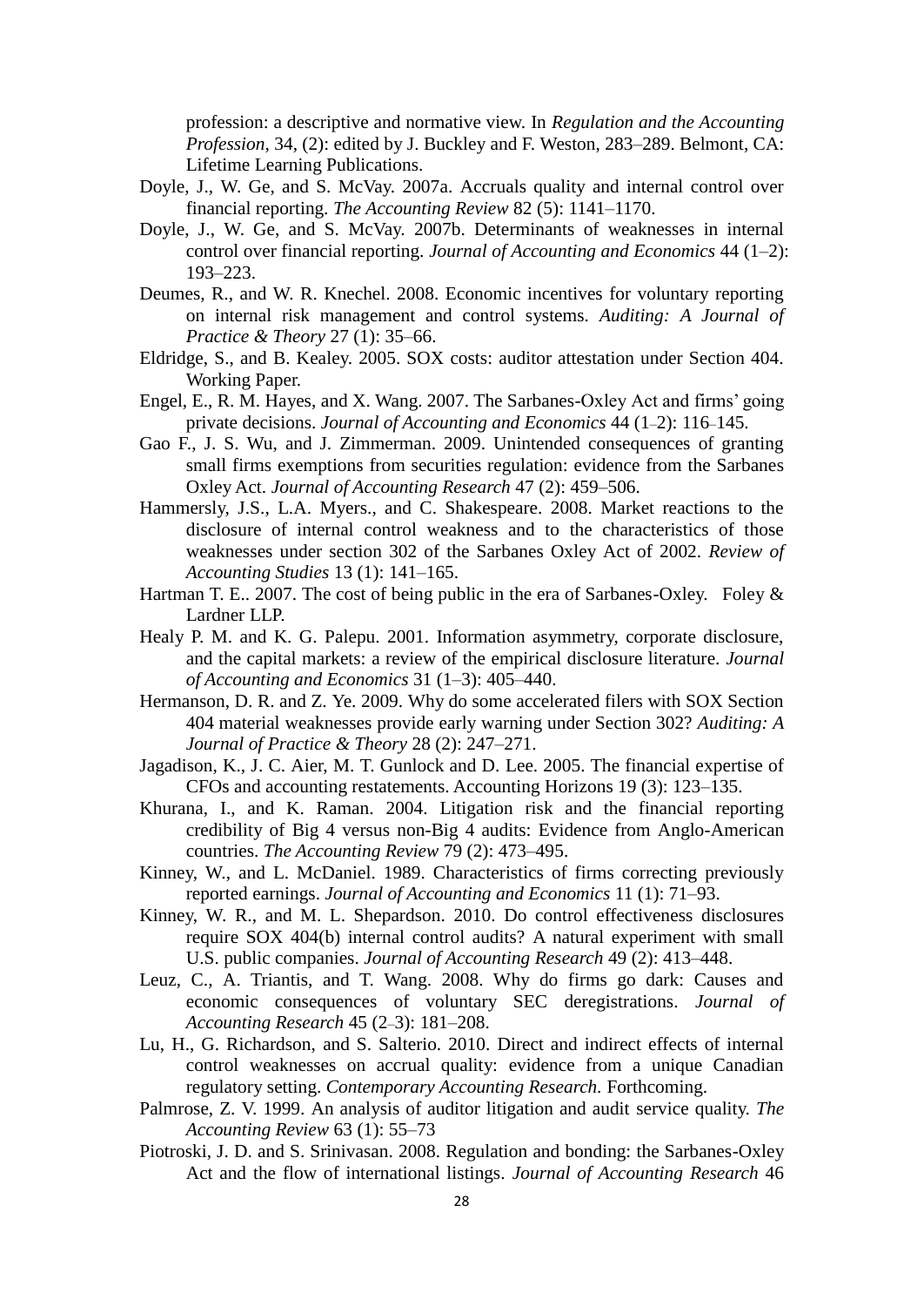profession: a descriptive and normative view. In *Regulation and the Accounting Profession*, 34, (2): edited by J. Buckley and F. Weston, 283–289. Belmont, CA: Lifetime Learning Publications.

Doyle, J., W. Ge, and S. McVay. 2007a. Accruals quality and internal control over financial reporting. *The Accounting Review* 82 (5): 1141–1170.

Doyle, J., W. Ge, and S. McVay. 2007b. Determinants of weaknesses in internal control over financial reporting. *Journal of Accounting and Economics* 44 (1–2): 193–223.

Deumes, R., and W. R. Knechel. 2008. Economic incentives for voluntary reporting on internal risk management and control systems. *Auditing: A Journal of Practice & Theory* 27 (1): 35–66.

Eldridge, S., and B. Kealey. 2005. SOX costs: auditor attestation under Section 404. Working Paper.

Engel, E., R. M. Hayes, and X. Wang. 2007. The Sarbanes-Oxley Act and firms' going private decisions. *Journal of Accounting and Economics* 44 (1–2): 116–145.

Gao F., J. S. Wu, and J. Zimmerman. 2009. Unintended consequences of granting small firms exemptions from securities regulation: evidence from the Sarbanes Oxley Act. *Journal of Accounting Research* 47 (2): 459–506.

Hammersly, J.S., L.A. Myers., and C. Shakespeare. 2008. Market reactions to the disclosure of internal control weakness and to the characteristics of those weaknesses under section 302 of the Sarbanes Oxley Act of 2002. *Review of Accounting Studies* 13 (1): 141–165.

Hartman T. E.. 2007. The cost of being public in the era of Sarbanes-Oxley. Foley & Lardner LLP.

Healy P. M. and K. G. Palepu. 2001. Information asymmetry, corporate disclosure, and the capital markets: a review of the empirical disclosure literature. *Journal of Accounting and Economics* 31 (1–3): 405–440.

Hermanson, D. R. and Z. Ye. 2009. Why do some accelerated filers with SOX Section 404 material weaknesses provide early warning under Section 302? *Auditing: A Journal of Practice & Theory* 28 (2): 247–271.

Jagadison, K., J. C. Aier, M. T. Gunlock and D. Lee. 2005. The financial expertise of CFOs and accounting restatements. Accounting Horizons 19 (3): 123–135.

Khurana, I., and K. Raman. 2004. Litigation risk and the financial reporting credibility of Big 4 versus non-Big 4 audits: Evidence from Anglo-American countries. *The Accounting Review* 79 (2): 473–495.

Kinney, W., and L. McDaniel. 1989. Characteristics of firms correcting previously reported earnings. *Journal of Accounting and Economics* 11 (1): 71–93.

Kinney, W. R., and M. L. Shepardson. 2010. Do control effectiveness disclosures require SOX 404(b) internal control audits? A natural experiment with small U.S. public companies. *Journal of Accounting Research* 49 (2): 413–448.

Leuz, C., A. Triantis, and T. Wang. 2008. Why do firms go dark: Causes and economic consequences of voluntary SEC deregistrations. *Journal of Accounting Research* 45 (2–3): 181–208.

Lu, H., G. Richardson, and S. Salterio. 2010. Direct and indirect effects of internal control weaknesses on accrual quality: evidence from a unique Canadian regulatory setting. *Contemporary Accounting Research*. Forthcoming.

Palmrose, Z. V. 1999. An analysis of auditor litigation and audit service quality. *The Accounting Review* 63 (1): 55–73

Piotroski, J. D. and S. Srinivasan. 2008. Regulation and bonding: the Sarbanes-Oxley Act and the flow of international listings. *Journal of Accounting Research* 46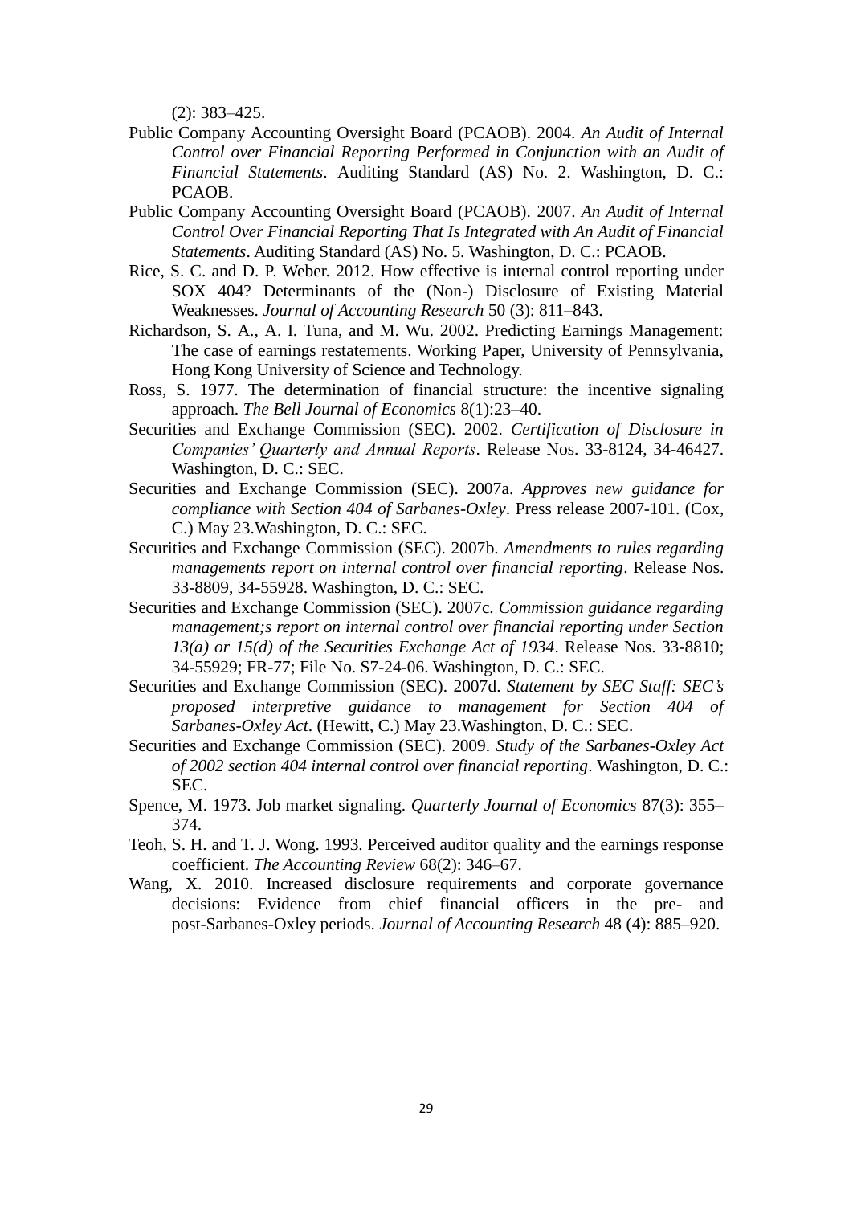(2): 383–425.

Public Company Accounting Oversight Board (PCAOB). 2004. *An Audit of Internal Control over Financial Reporting Performed in Conjunction with an Audit of Financial Statements*. Auditing Standard (AS) No. 2. Washington, D. C.: PCAOB.

Public Company Accounting Oversight Board (PCAOB). 2007. *An Audit of Internal Control Over Financial Reporting That Is Integrated with An Audit of Financial Statements*. Auditing Standard (AS) No. 5. Washington, D. C.: PCAOB.

Rice, S. C. and D. P. Weber. 2012. How effective is internal control reporting under SOX 404? Determinants of the (Non-) Disclosure of Existing Material Weaknesses. *Journal of Accounting Research* 50 (3): 811–843.

Richardson, S. A., A. I. Tuna, and M. Wu. 2002. Predicting Earnings Management: The case of earnings restatements. Working Paper, University of Pennsylvania, Hong Kong University of Science and Technology.

Ross, S. 1977. The determination of financial structure: the incentive signaling approach. *The Bell Journal of Economics* 8(1):23–40.

Securities and Exchange Commission (SEC). 2002. *Certification of Disclosure in Companies' Quarterly and Annual Reports*. Release Nos. 33-8124, 34-46427. Washington, D. C.: SEC.

Securities and Exchange Commission (SEC). 2007a. *Approves new guidance for compliance with Section 404 of Sarbanes-Oxley*. Press release 2007-101. (Cox, C.) May 23.Washington, D. C.: SEC.

Securities and Exchange Commission (SEC). 2007b. *Amendments to rules regarding managements report on internal control over financial reporting*. Release Nos. 33-8809, 34-55928. Washington, D. C.: SEC.

Securities and Exchange Commission (SEC). 2007c. *Commission guidance regarding management;s report on internal control over financial reporting under Section 13(a) or 15(d) of the Securities Exchange Act of 1934*. Release Nos. 33-8810; 34-55929; FR-77; File No. S7-24-06. Washington, D. C.: SEC.

Securities and Exchange Commission (SEC). 2007d. *Statement by SEC Staff: SEC's proposed interpretive guidance to management for Section 404 of Sarbanes-Oxley Act*. (Hewitt, C.) May 23.Washington, D. C.: SEC.

Securities and Exchange Commission (SEC). 2009. *Study of the Sarbanes-Oxley Act of 2002 section 404 internal control over financial reporting*. Washington, D. C.: SEC.

Spence, M. 1973. Job market signaling. *Quarterly Journal of Economics* 87(3): 355–374.

Teoh, S. H. and T. J. Wong. 1993. Perceived auditor quality and the earnings response coefficient. *The Accounting Review* 68(2): 346–67.

Wang, X. 2010. Increased disclosure requirements and corporate governance decisions: Evidence from chief financial officers in the pre- and post-Sarbanes-Oxley periods. *Journal of Accounting Research* 48 (4): 885–920.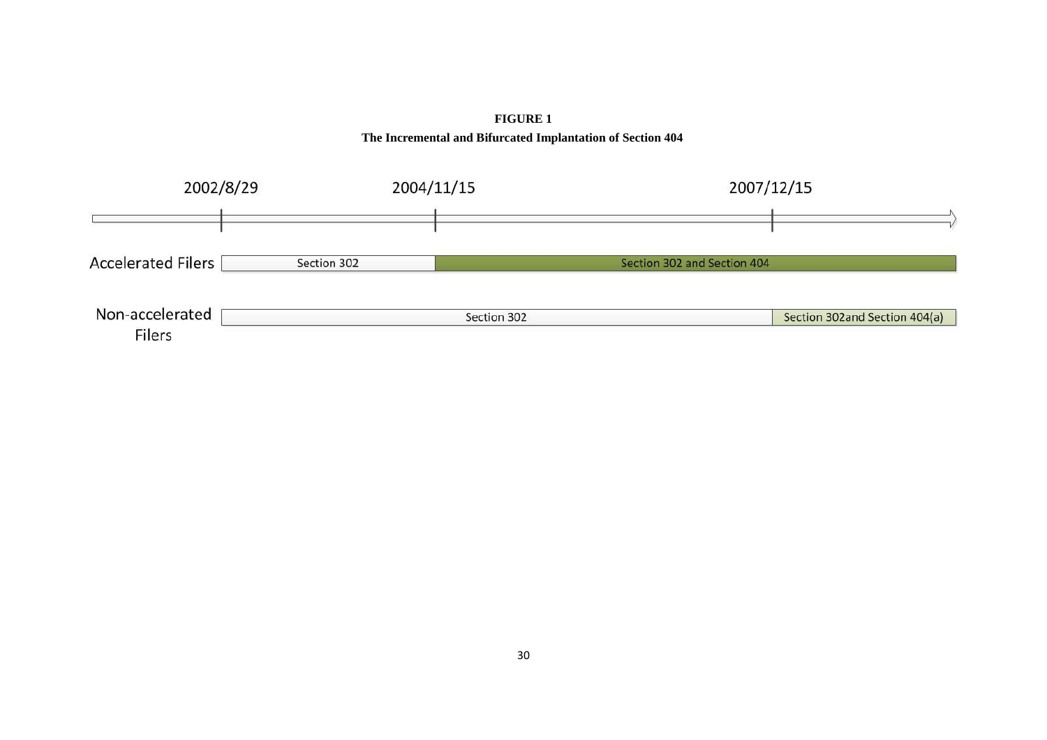**FIGURE 1**

**The Incremental and Bifurcated Implantation of Section 404**

| | 2002/8/29 – 2004/11/15 | 2004/11/15 – 2007/12/15 | After 2007/12/15 |
|---|---|---|---|
| Accelerated Filers | Section 302 | Section 302 and Section 404 | Section 302 and Section 404 |
| Non-accelerated Filers | Section 302 | Section 302 | Section 302and Section 404(a) |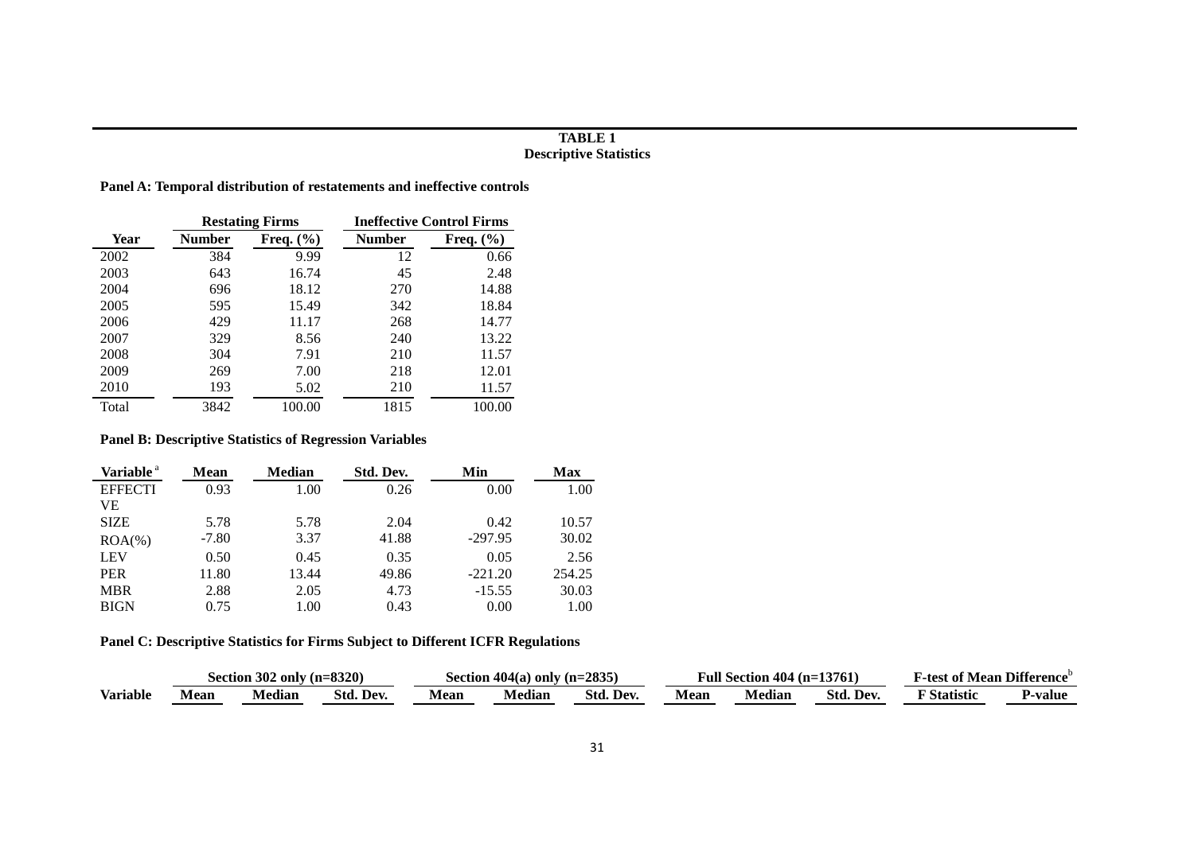**TABLE 1**
**Descriptive Statistics**

**Panel A: Temporal distribution of restatements and ineffective controls**

| | Restating Firms | | Ineffective Control Firms | |
|---|---|---|---|---|
| **Year** | **Number** | **Freq. (%)** | **Number** | **Freq. (%)** |
| 2002 | 384 | 9.99 | 12 | 0.66 |
| 2003 | 643 | 16.74 | 45 | 2.48 |
| 2004 | 696 | 18.12 | 270 | 14.88 |
| 2005 | 595 | 15.49 | 342 | 18.84 |
| 2006 | 429 | 11.17 | 268 | 14.77 |
| 2007 | 329 | 8.56 | 240 | 13.22 |
| 2008 | 304 | 7.91 | 210 | 11.57 |
| 2009 | 269 | 7.00 | 218 | 12.01 |
| 2010 | 193 | 5.02 | 210 | 11.57 |
| Total | 3842 | 100.00 | 1815 | 100.00 |

**Panel B: Descriptive Statistics of Regression Variables**

| Variable [a] | Mean | Median | Std. Dev. | Min | Max |
|---|---|---|---|---|---|
| EFFECTIVE | 0.93 | 1.00 | 0.26 | 0.00 | 1.00 |
| SIZE | 5.78 | 5.78 | 2.04 | 0.42 | 10.57 |
| ROA(%) | -7.80 | 3.37 | 41.88 | -297.95 | 30.02 |
| LEV | 0.50 | 0.45 | 0.35 | 0.05 | 2.56 |
| PER | 11.80 | 13.44 | 49.86 | -221.20 | 254.25 |
| MBR | 2.88 | 2.05 | 4.73 | -15.55 | 30.03 |
| BIGN | 0.75 | 1.00 | 0.43 | 0.00 | 1.00 |

**Panel C: Descriptive Statistics for Firms Subject to Different ICFR Regulations**

| | Section 302 only (n=8320) | | | Section 404(a) only (n=2835) | | | Full Section 404 (n=13761) | | | F-test of Mean Difference [b] | |
|---|---|---|---|---|---|---|---|---|---|---|---|
| **Variable** | **Mean** | **Median** | **Std. Dev.** | **Mean** | **Median** | **Std. Dev.** | **Mean** | **Median** | **Std. Dev.** | **F Statistic** | **P-value** |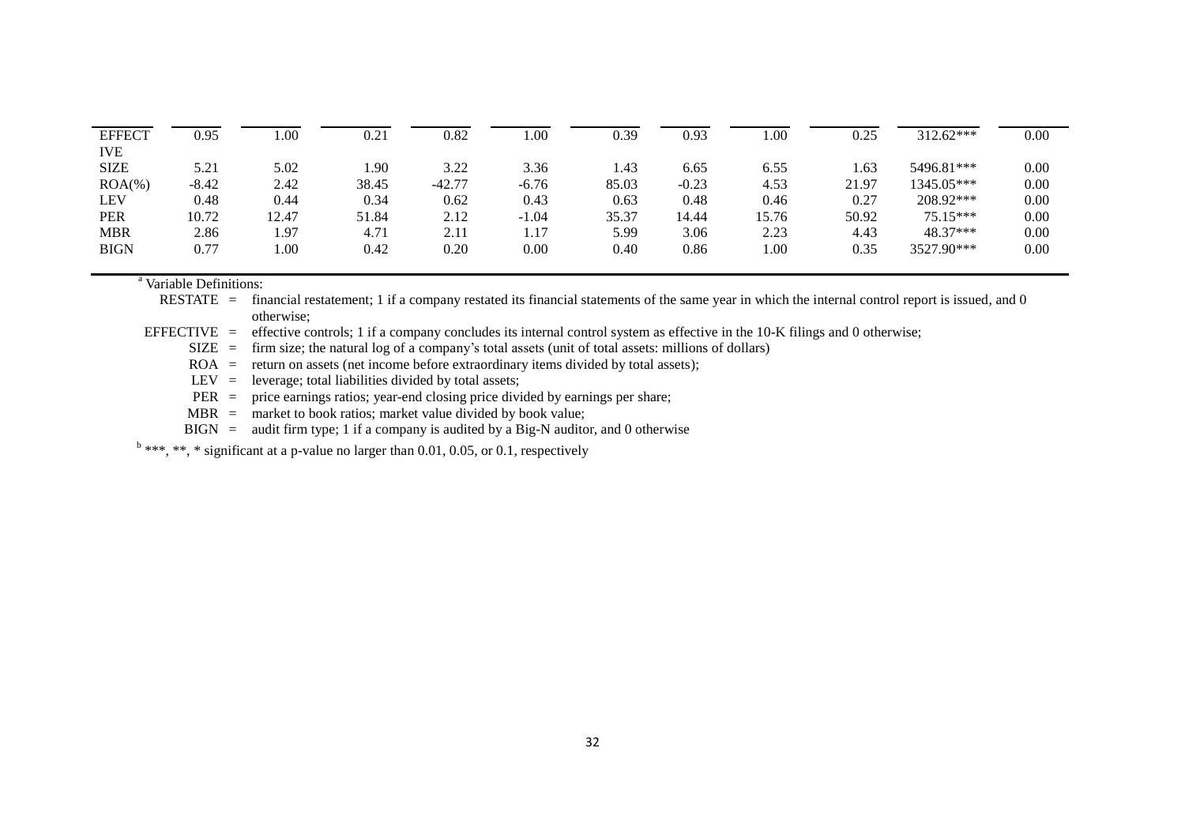| | | | | | | | | | | |
|---|---|---|---|---|---|---|---|---|---|---|
| EFFECTIVE | 0.95 | 1.00 | 0.21 | 0.82 | 1.00 | 0.39 | 0.93 | 1.00 | 0.25 | 312.62*** | 0.00 |
| SIZE | 5.21 | 5.02 | 1.90 | 3.22 | 3.36 | 1.43 | 6.65 | 6.55 | 1.63 | 5496.81*** | 0.00 |
| ROA(%) | -8.42 | 2.42 | 38.45 | -42.77 | -6.76 | 85.03 | -0.23 | 4.53 | 21.97 | 1345.05*** | 0.00 |
| LEV | 0.48 | 0.44 | 0.34 | 0.62 | 0.43 | 0.63 | 0.48 | 0.46 | 0.27 | 208.92*** | 0.00 |
| PER | 10.72 | 12.47 | 51.84 | 2.12 | -1.04 | 35.37 | 14.44 | 15.76 | 50.92 | 75.15*** | 0.00 |
| MBR | 2.86 | 1.97 | 4.71 | 2.11 | 1.17 | 5.99 | 3.06 | 2.23 | 4.43 | 48.37*** | 0.00 |
| BIGN | 0.77 | 1.00 | 0.42 | 0.20 | 0.00 | 0.40 | 0.86 | 1.00 | 0.35 | 3527.90*** | 0.00 |

[a] Variable Definitions:

RESTATE = financial restatement; 1 if a company restated its financial statements of the same year in which the internal control report is issued, and 0 otherwise;
EFFECTIVE = effective controls; 1 if a company concludes its internal control system as effective in the 10-K filings and 0 otherwise;
SIZE = firm size; the natural log of a company's total assets (unit of total assets: millions of dollars)
ROA = return on assets (net income before extraordinary items divided by total assets);
LEV = leverage; total liabilities divided by total assets;
PER = price earnings ratios; year-end closing price divided by earnings per share;
MBR = market to book ratios; market value divided by book value;
BIGN = audit firm type; 1 if a company is audited by a Big-N auditor, and 0 otherwise

[b] ***, **, * significant at a p-value no larger than 0.01, 0.05, or 0.1, respectively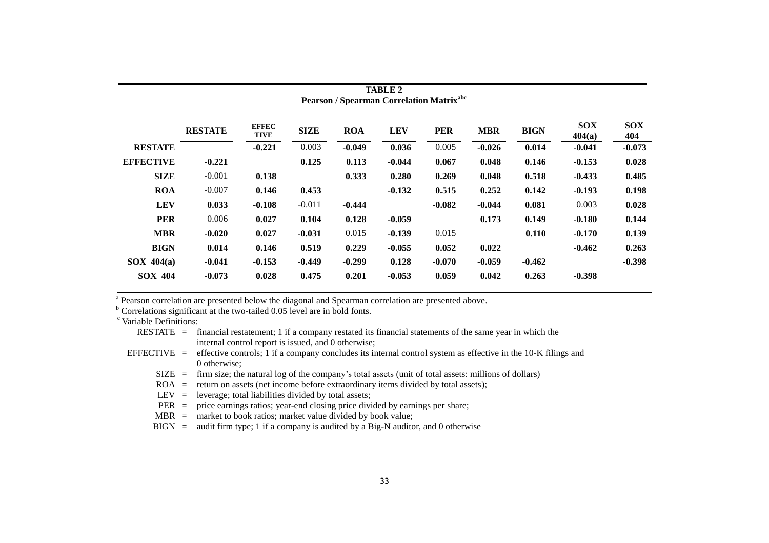**TABLE 2**
**Pearson / Spearman Correlation Matrix[abc]**

| | RESTATE | EFFECTIVE | SIZE | ROA | LEV | PER | MBR | BIGN | SOX 404(a) | SOX 404 |
|---|---|---|---|---|---|---|---|---|---|---|
| **RESTATE** | | **-0.221** | 0.003 | **-0.049** | **0.036** | 0.005 | **-0.026** | **0.014** | **-0.041** | **-0.073** |
| **EFFECTIVE** | **-0.221** | | **0.125** | **0.113** | **-0.044** | **0.067** | **0.048** | **0.146** | **-0.153** | **0.028** |
| **SIZE** | -0.001 | **0.138** | | **0.333** | **0.280** | **0.269** | **0.048** | **0.518** | **-0.433** | **0.485** |
| **ROA** | -0.007 | **0.146** | **0.453** | | **-0.132** | **0.515** | **0.252** | **0.142** | **-0.193** | **0.198** |
| **LEV** | **0.033** | **-0.108** | -0.011 | **-0.444** | | **-0.082** | **-0.044** | **0.081** | 0.003 | **0.028** |
| **PER** | 0.006 | **0.027** | **0.104** | **0.128** | **-0.059** | | **0.173** | **0.149** | **-0.180** | **0.144** |
| **MBR** | **-0.020** | **0.027** | **-0.031** | 0.015 | **-0.139** | 0.015 | | **0.110** | **-0.170** | **0.139** |
| **BIGN** | **0.014** | **0.146** | **0.519** | **0.229** | **-0.055** | **0.052** | **0.022** | | **-0.462** | **0.263** |
| **SOX 404(a)** | **-0.041** | **-0.153** | **-0.449** | **-0.299** | **0.128** | **-0.070** | **-0.059** | **-0.462** | | **-0.398** |
| **SOX 404** | **-0.073** | **0.028** | **0.475** | **0.201** | **-0.053** | **0.059** | **0.042** | **0.263** | **-0.398** | |

[a] Pearson correlation are presented below the diagonal and Spearman correlation are presented above.
[b] Correlations significant at the two-tailed 0.05 level are in bold fonts.
[c] Variable Definitions:

- RESTATE = financial restatement; 1 if a company restated its financial statements of the same year in which the internal control report is issued, and 0 otherwise;
- EFFECTIVE = effective controls; 1 if a company concludes its internal control system as effective in the 10-K filings and 0 otherwise;
- SIZE = firm size; the natural log of the company's total assets (unit of total assets: millions of dollars)
- ROA = return on assets (net income before extraordinary items divided by total assets);
- LEV = leverage; total liabilities divided by total assets;
- PER = price earnings ratios; year-end closing price divided by earnings per share;
- MBR = market to book ratios; market value divided by book value;
- BIGN = audit firm type; 1 if a company is audited by a Big-N auditor, and 0 otherwise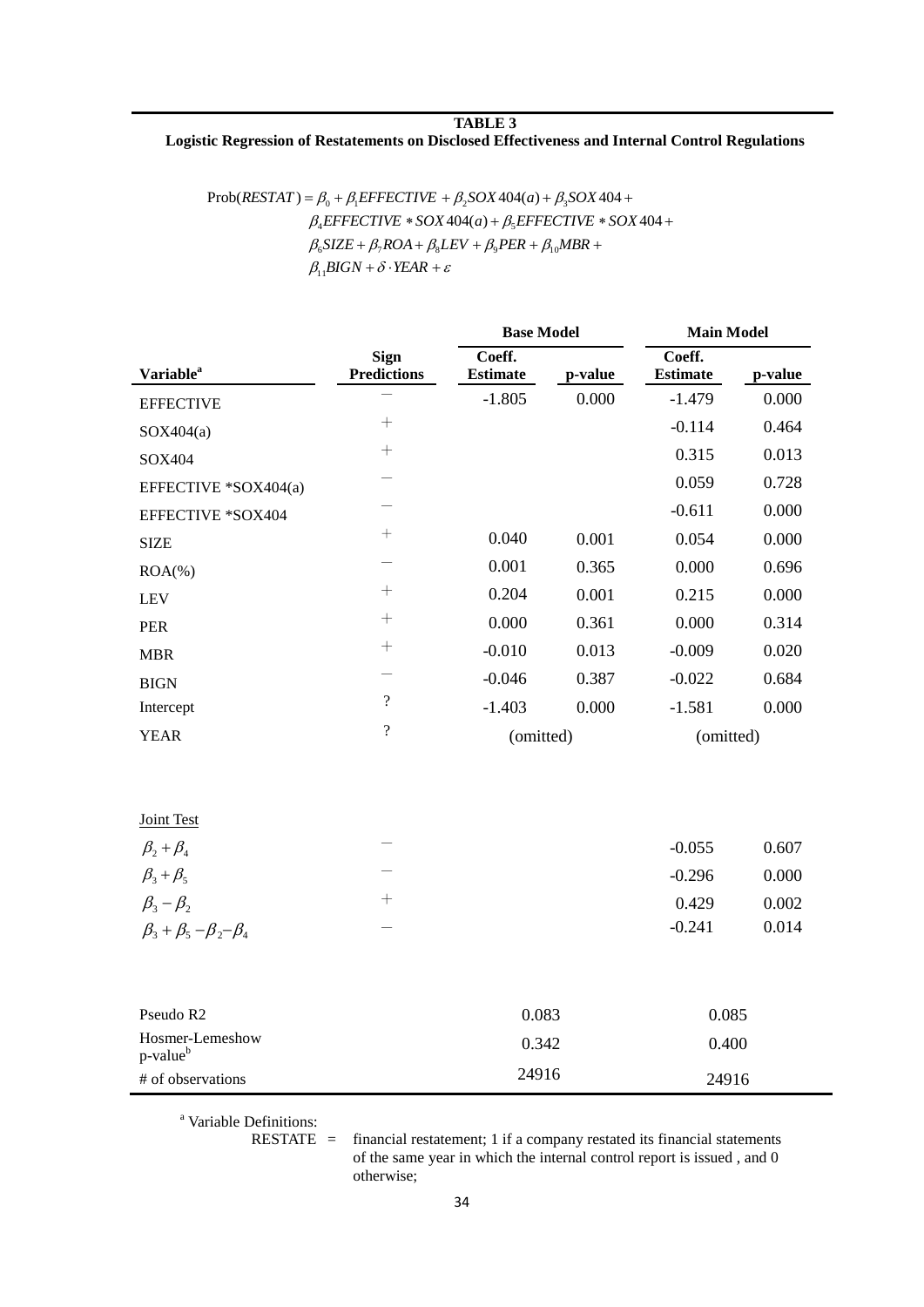**TABLE 3**

**Logistic Regression of Restatements on Disclosed Effectiveness and Internal Control Regulations**

$$\begin{aligned}\text{Prob}(RESTAT) = &\beta_0 + \beta_1 EFFECTIVE + \beta_2 SOX404(a) + \beta_3 SOX404 + \\ &\beta_4 EFFECTIVE * SOX404(a) + \beta_5 EFFECTIVE * SOX404 + \\ &\beta_6 SIZE + \beta_7 ROA + \beta_8 LEV + \beta_9 PER + \beta_{10} MBR + \\ &\beta_{11} BIGN + \delta \cdot YEAR + \varepsilon\end{aligned}$$

| | | Base Model | | Main Model | |
|---|---|---|---|---|---|
| **Variable**[a] | **Sign Predictions** | **Coeff. Estimate** | **p-value** | **Coeff. Estimate** | **p-value** |
| EFFECTIVE | − | -1.805 | 0.000 | -1.479 | 0.000 |
| SOX404(a) | + | | | -0.114 | 0.464 |
| SOX404 | + | | | 0.315 | 0.013 |
| EFFECTIVE *SOX404(a) | − | | | 0.059 | 0.728 |
| EFFECTIVE *SOX404 | − | | | -0.611 | 0.000 |
| SIZE | + | 0.040 | 0.001 | 0.054 | 0.000 |
| ROA(%) | − | 0.001 | 0.365 | 0.000 | 0.696 |
| LEV | + | 0.204 | 0.001 | 0.215 | 0.000 |
| PER | + | 0.000 | 0.361 | 0.000 | 0.314 |
| MBR | + | -0.010 | 0.013 | -0.009 | 0.020 |
| BIGN | − | -0.046 | 0.387 | -0.022 | 0.684 |
| Intercept | ? | -1.403 | 0.000 | -1.581 | 0.000 |
| YEAR | ? | (omitted) | | (omitted) | |
| Joint Test | | | | | |
| $\beta_2 + \beta_4$ | − | | | -0.055 | 0.607 |
| $\beta_3 + \beta_5$ | − | | | -0.296 | 0.000 |
| $\beta_3 - \beta_2$ | + | | | 0.429 | 0.002 |
| $\beta_3 + \beta_5 - \beta_2 - \beta_4$ | − | | | -0.241 | 0.014 |
| Pseudo R2 | | 0.083 | | 0.085 | |
| Hosmer-Lemeshow p-value[b] | | 0.342 | | 0.400 | |
| # of observations | | 24916 | | 24916 | |

[a] Variable Definitions:

RESTATE = financial restatement; 1 if a company restated its financial statements of the same year in which the internal control report is issued , and 0 otherwise;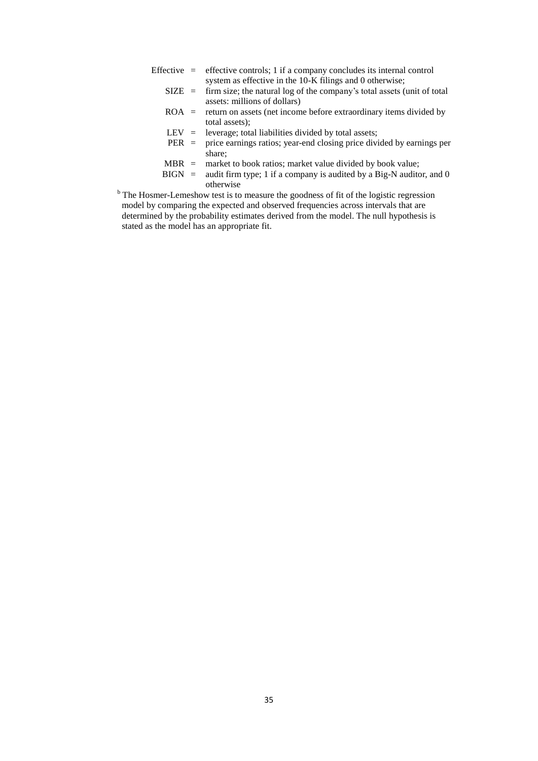Effective = effective controls; 1 if a company concludes its internal control system as effective in the 10-K filings and 0 otherwise;

SIZE = firm size; the natural log of the company's total assets (unit of total assets: millions of dollars)

ROA = return on assets (net income before extraordinary items divided by total assets);

LEV = leverage; total liabilities divided by total assets;

PER = price earnings ratios; year-end closing price divided by earnings per share;

MBR = market to book ratios; market value divided by book value;

BIGN = audit firm type; 1 if a company is audited by a Big-N auditor, and 0 otherwise

[b] The Hosmer-Lemeshow test is to measure the goodness of fit of the logistic regression model by comparing the expected and observed frequencies across intervals that are determined by the probability estimates derived from the model. The null hypothesis is stated as the model has an appropriate fit.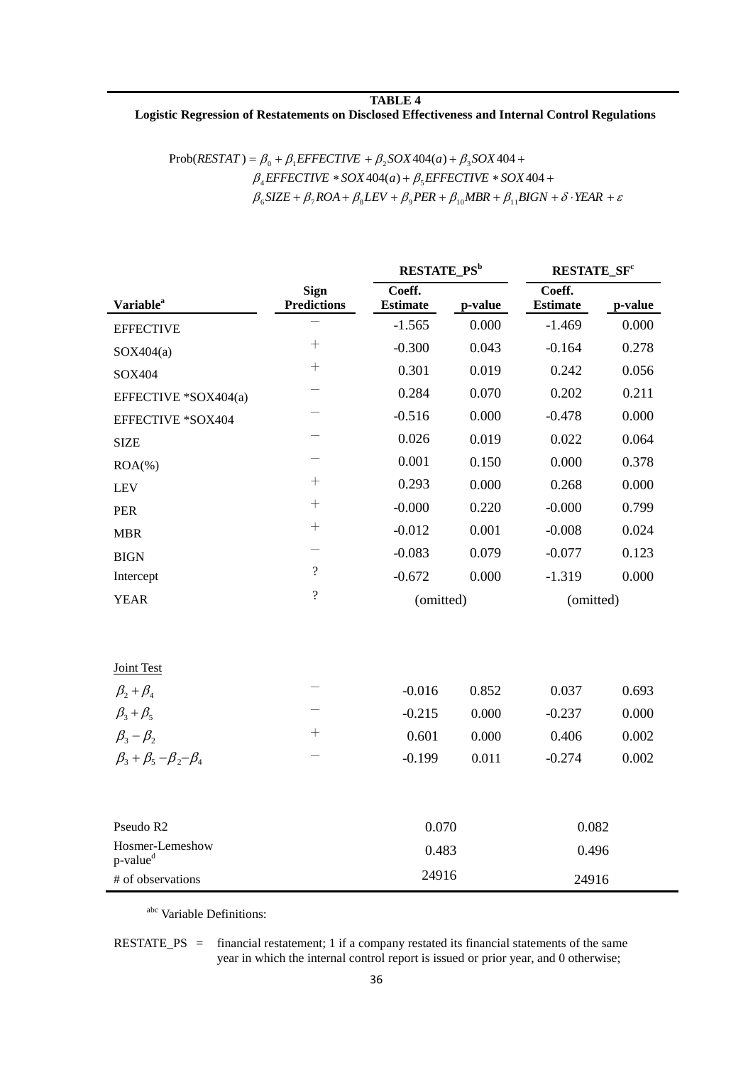**TABLE 4**

**Logistic Regression of Restatements on Disclosed Effectiveness and Internal Control Regulations**

$$
\begin{aligned}
\text{Prob}(RESTAT) = {} & \beta_0 + \beta_1 EFFECTIVE + \beta_2 SOX404(a) + \beta_3 SOX404 + \\
& \beta_4 EFFECTIVE * SOX404(a) + \beta_5 EFFECTIVE * SOX404 + \\
& \beta_6 SIZE + \beta_7 ROA + \beta_8 LEV + \beta_9 PER + \beta_{10} MBR + \beta_{11} BIGN + \delta \cdot YEAR + \varepsilon
\end{aligned}
$$

| | | RESTATE_PS[b] | | RESTATE_SF[c] | |
|---|---|---|---|---|---|
| **Variable[a]** | **Sign Predictions** | **Coeff. Estimate** | **p-value** | **Coeff. Estimate** | **p-value** |
| EFFECTIVE | − | -1.565 | 0.000 | -1.469 | 0.000 |
| SOX404(a) | + | -0.300 | 0.043 | -0.164 | 0.278 |
| SOX404 | + | 0.301 | 0.019 | 0.242 | 0.056 |
| EFFECTIVE *SOX404(a) | − | 0.284 | 0.070 | 0.202 | 0.211 |
| EFFECTIVE *SOX404 | − | -0.516 | 0.000 | -0.478 | 0.000 |
| SIZE | − | 0.026 | 0.019 | 0.022 | 0.064 |
| ROA(%) | − | 0.001 | 0.150 | 0.000 | 0.378 |
| LEV | + | 0.293 | 0.000 | 0.268 | 0.000 |
| PER | + | -0.000 | 0.220 | -0.000 | 0.799 |
| MBR | + | -0.012 | 0.001 | -0.008 | 0.024 |
| BIGN | − | -0.083 | 0.079 | -0.077 | 0.123 |
| Intercept | ? | -0.672 | 0.000 | -1.319 | 0.000 |
| YEAR | ? | (omitted) | | (omitted) | |
| Joint Test | | | | | |
| $\beta_2 + \beta_4$ | − | -0.016 | 0.852 | 0.037 | 0.693 |
| $\beta_3 + \beta_5$ | − | -0.215 | 0.000 | -0.237 | 0.000 |
| $\beta_3 - \beta_2$ | + | 0.601 | 0.000 | 0.406 | 0.002 |
| $\beta_3 + \beta_5 - \beta_2 - \beta_4$ | − | -0.199 | 0.011 | -0.274 | 0.002 |
| Pseudo R2 | | 0.070 | | 0.082 | |
| Hosmer-Lemeshow p-value[d] | | 0.483 | | 0.496 | |
| # of observations | | 24916 | | 24916 | |

[abc] Variable Definitions:

RESTATE_PS = financial restatement; 1 if a company restated its financial statements of the same year in which the internal control report is issued or prior year, and 0 otherwise;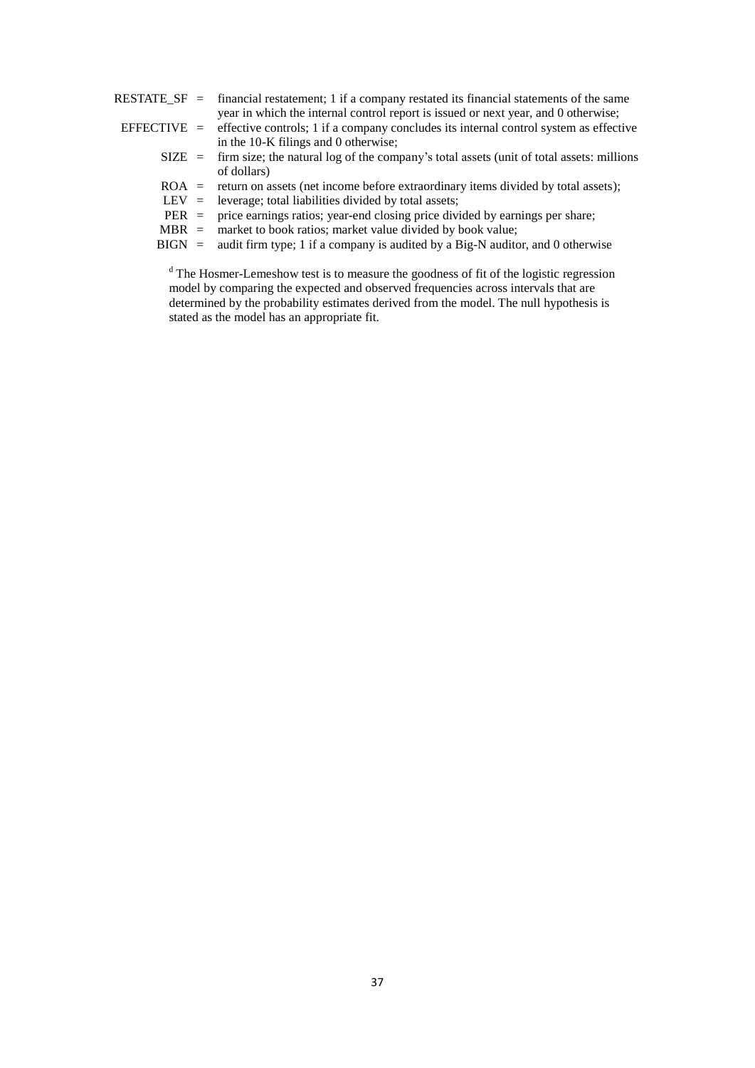RESTATE_SF = financial restatement; 1 if a company restated its financial statements of the same year in which the internal control report is issued or next year, and 0 otherwise;

EFFECTIVE = effective controls; 1 if a company concludes its internal control system as effective in the 10-K filings and 0 otherwise;

SIZE = firm size; the natural log of the company's total assets (unit of total assets: millions of dollars)

ROA = return on assets (net income before extraordinary items divided by total assets);

LEV = leverage; total liabilities divided by total assets;

PER = price earnings ratios; year-end closing price divided by earnings per share;

MBR = market to book ratios; market value divided by book value;

BIGN = audit firm type; 1 if a company is audited by a Big-N auditor, and 0 otherwise

[d] The Hosmer-Lemeshow test is to measure the goodness of fit of the logistic regression model by comparing the expected and observed frequencies across intervals that are determined by the probability estimates derived from the model. The null hypothesis is stated as the model has an appropriate fit.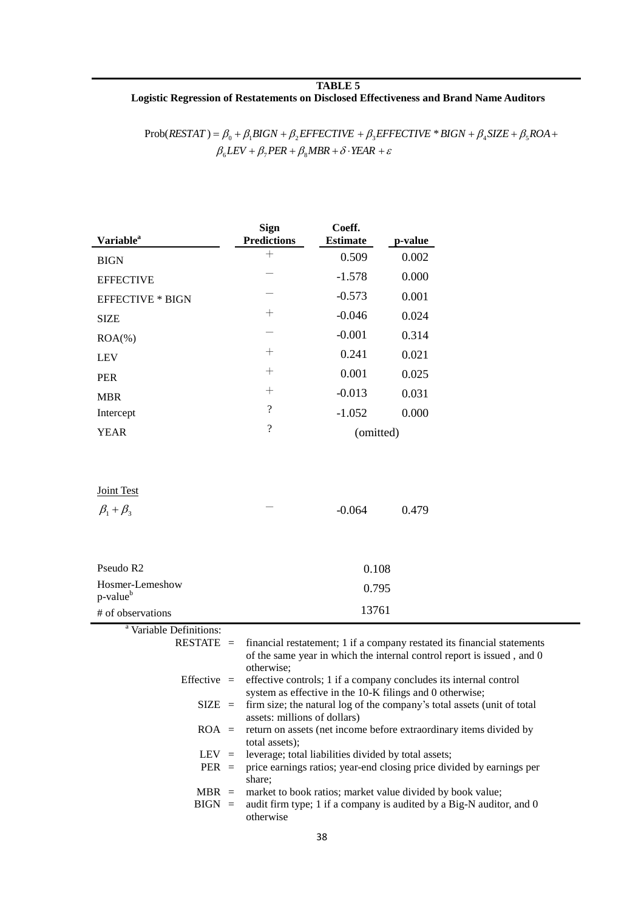**TABLE 5**

**Logistic Regression of Restatements on Disclosed Effectiveness and Brand Name Auditors**

$$\text{Prob}(RESTAT) = \beta_0 + \beta_1 BIGN + \beta_2 EFFECTIVE + \beta_3 EFFECTIVE * BIGN + \beta_4 SIZE + \beta_5 ROA + \beta_6 LEV + \beta_7 PER + \beta_8 MBR + \delta \cdot YEAR + \varepsilon$$

| Variable[a] | Sign Predictions | Coeff. Estimate | p-value |
|---|---|---|---|
| BIGN | + | 0.509 | 0.002 |
| EFFECTIVE | − | -1.578 | 0.000 |
| EFFECTIVE * BIGN | − | -0.573 | 0.001 |
| SIZE | + | -0.046 | 0.024 |
| ROA(%) | − | -0.001 | 0.314 |
| LEV | + | 0.241 | 0.021 |
| PER | + | 0.001 | 0.025 |
| MBR | + | -0.013 | 0.031 |
| Intercept | ? | -1.052 | 0.000 |
| YEAR | ? | (omitted) | |
| Joint Test | | | |
| $\beta_1 + \beta_3$ | − | -0.064 | 0.479 |
| Pseudo R2 | | 0.108 | |
| Hosmer-Lemeshow p-value[b] | | 0.795 | |
| # of observations | | 13761 | |

[a] Variable Definitions:

- RESTATE = financial restatement; 1 if a company restated its financial statements of the same year in which the internal control report is issued , and 0 otherwise;
- Effective = effective controls; 1 if a company concludes its internal control system as effective in the 10-K filings and 0 otherwise;
- SIZE = firm size; the natural log of the company's total assets (unit of total assets: millions of dollars)
- ROA = return on assets (net income before extraordinary items divided by total assets);
- LEV = leverage; total liabilities divided by total assets;
- PER = price earnings ratios; year-end closing price divided by earnings per share;
- MBR = market to book ratios; market value divided by book value;
- BIGN = audit firm type; 1 if a company is audited by a Big-N auditor, and 0 otherwise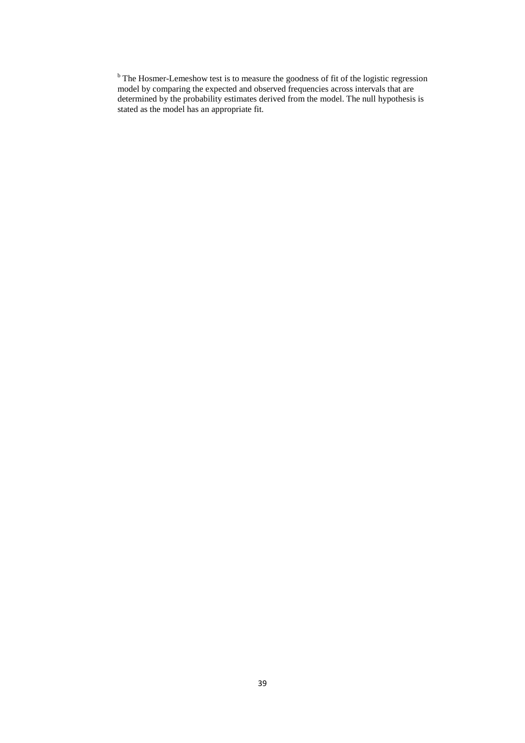[b] The Hosmer-Lemeshow test is to measure the goodness of fit of the logistic regression model by comparing the expected and observed frequencies across intervals that are determined by the probability estimates derived from the model. The null hypothesis is stated as the model has an appropriate fit.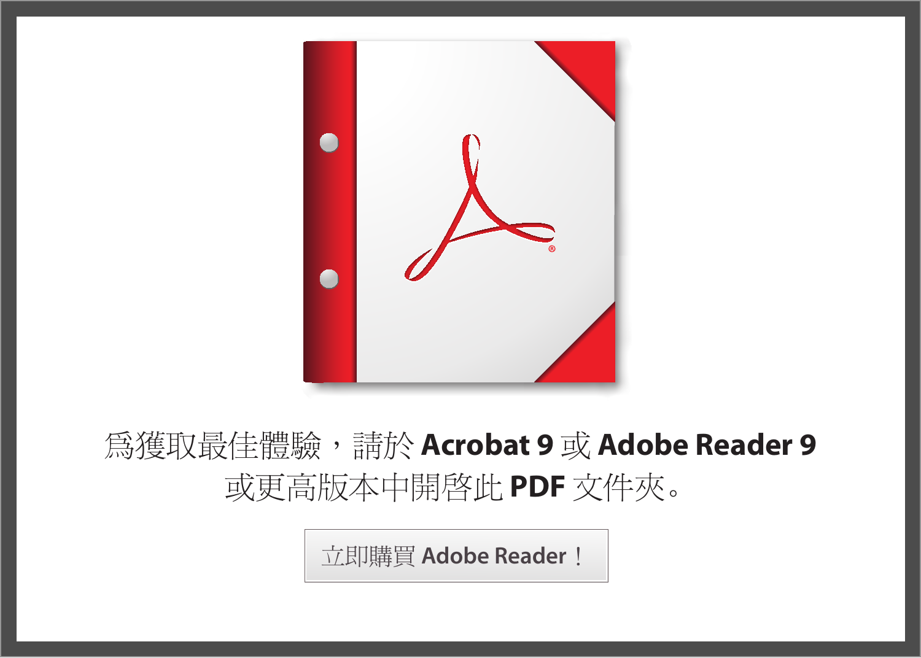爲獲取最佳體驗，請於 **Acrobat 9** 或 **Adobe Reader 9** 或更高版本中開啓此 **PDF** 文件夾。

立即購買 **Adobe Reader**！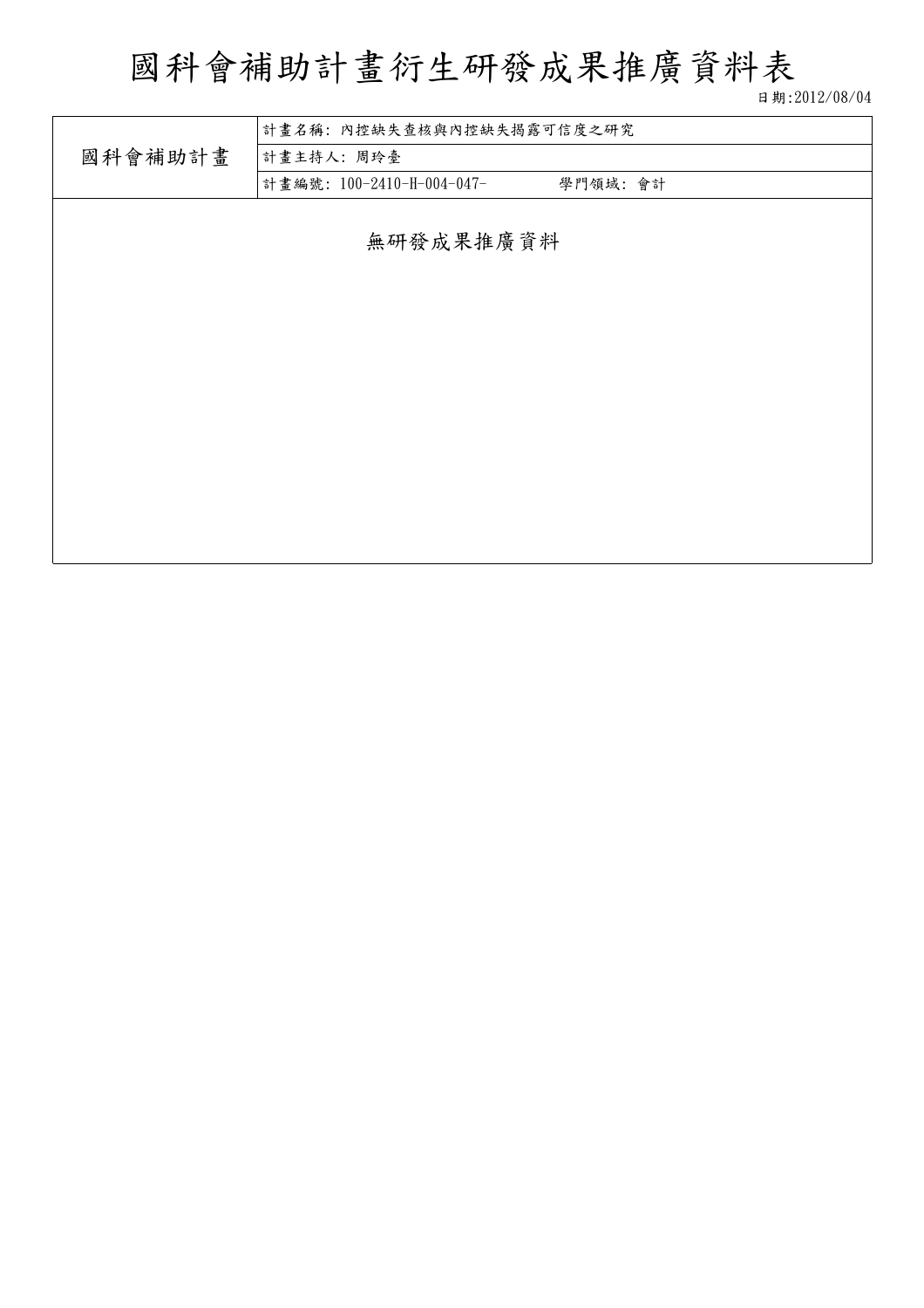# 國科會補助計畫衍生研發成果推廣資料表

日期:2012/08/04

| 國科會補助計畫 | 計畫名稱: 內控缺失查核與內控缺失揭露可信度之研究 |
| --- | --- |
| | 計畫主持人: 周玲臺 |
| | 計畫編號: 100-2410-H-004-047- 學門領域: 會計 |

無研發成果推廣資料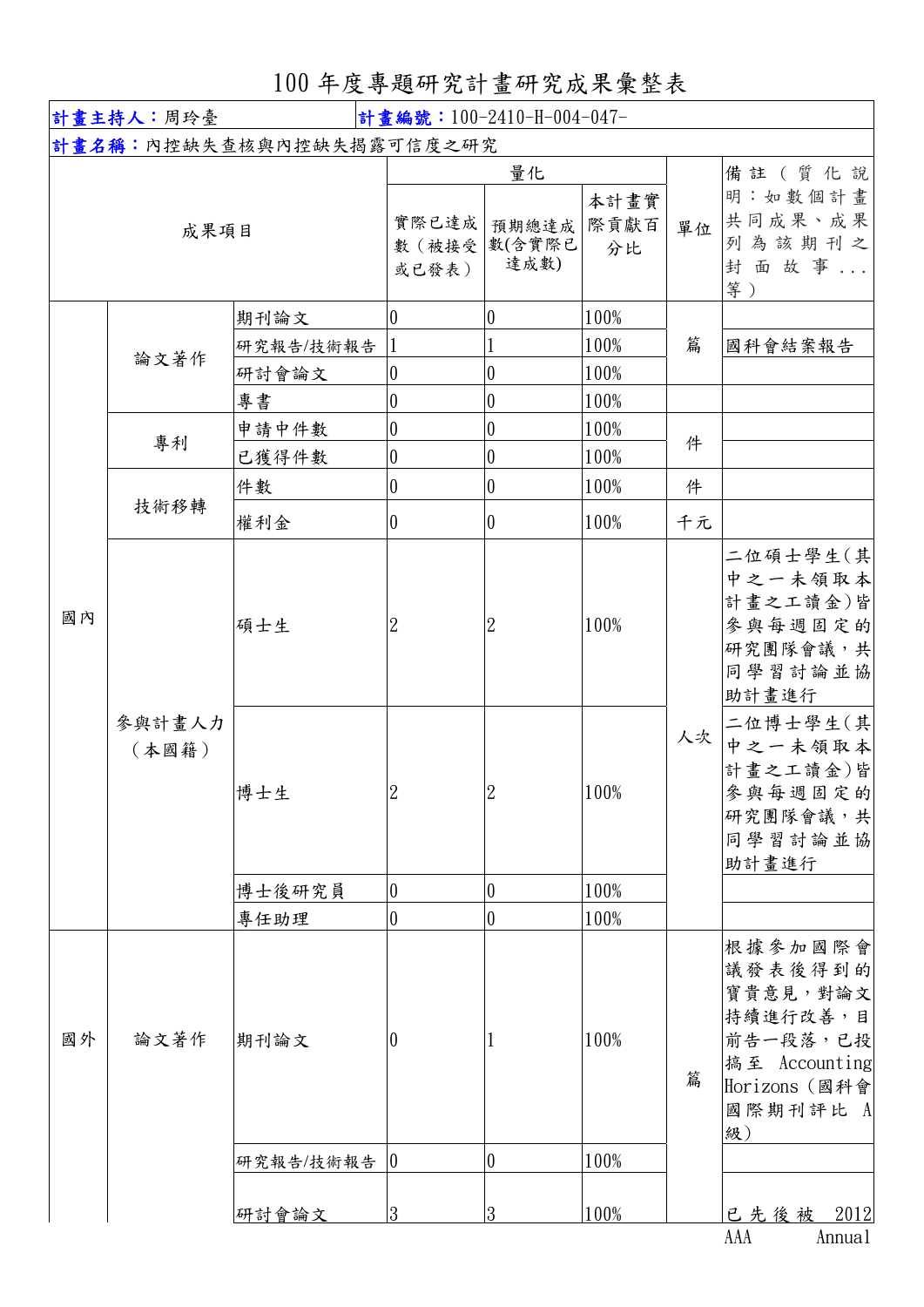# 100 年度專題研究計畫研究成果彙整表

| **計畫主持人**：周玲臺 | | | **計畫編號**：100-2410-H-004-047- | | | | |
|---|---|---|---|---|---|---|---|
| **計畫名稱**：內控缺失查核與內控缺失揭露可信度之研究 | | | | | | | |
| 成果項目 | | | 量化 | | | 單位 | 備註（質化說明：如數個計畫共同成果、成果列為該期刊之封面故事...等） |
| | | | 實際已達成數（被接受或已發表） | 預期總達成數(含實際已達成數) | 本計畫實際貢獻百分比 | | |
| 國內 | 論文著作 | 期刊論文 | 0 | 0 | 100% | 篇 | |
| | | 研究報告/技術報告 | 1 | 1 | 100% | | 國科會結案報告 |
| | | 研討會論文 | 0 | 0 | 100% | | |
| | | 專書 | 0 | 0 | 100% | | |
| | 專利 | 申請中件數 | 0 | 0 | 100% | 件 | |
| | | 已獲得件數 | 0 | 0 | 100% | | |
| | 技術移轉 | 件數 | 0 | 0 | 100% | 件 | |
| | | 權利金 | 0 | 0 | 100% | 千元 | |
| | 參與計畫人力（本國籍） | 碩士生 | 2 | 2 | 100% | 人次 | 二位碩士學生(其中之一未領取本計畫之工讀金)皆參與每週固定的研究團隊會議，共同學習討論並協助計畫進行 |
| | | 博士生 | 2 | 2 | 100% | | 二位博士學生(其中之一未領取本計畫之工讀金)皆參與每週固定的研究團隊會議，共同學習討論並協助計畫進行 |
| | | 博士後研究員 | 0 | 0 | 100% | | |
| | | 專任助理 | 0 | 0 | 100% | | |
| 國外 | 論文著作 | 期刊論文 | 0 | 1 | 100% | 篇 | 根據參加國際會議發表後得到的寶貴意見，對論文持續進行改善，目前告一段落，已投搞至 Accounting Horizons（國科會國際期刊評比 A級） |
| | | 研究報告/技術報告 | 0 | 0 | 100% | | |
| | | 研討會論文 | 3 | 3 | 100% | | 已先後被 2012 AAA Annual |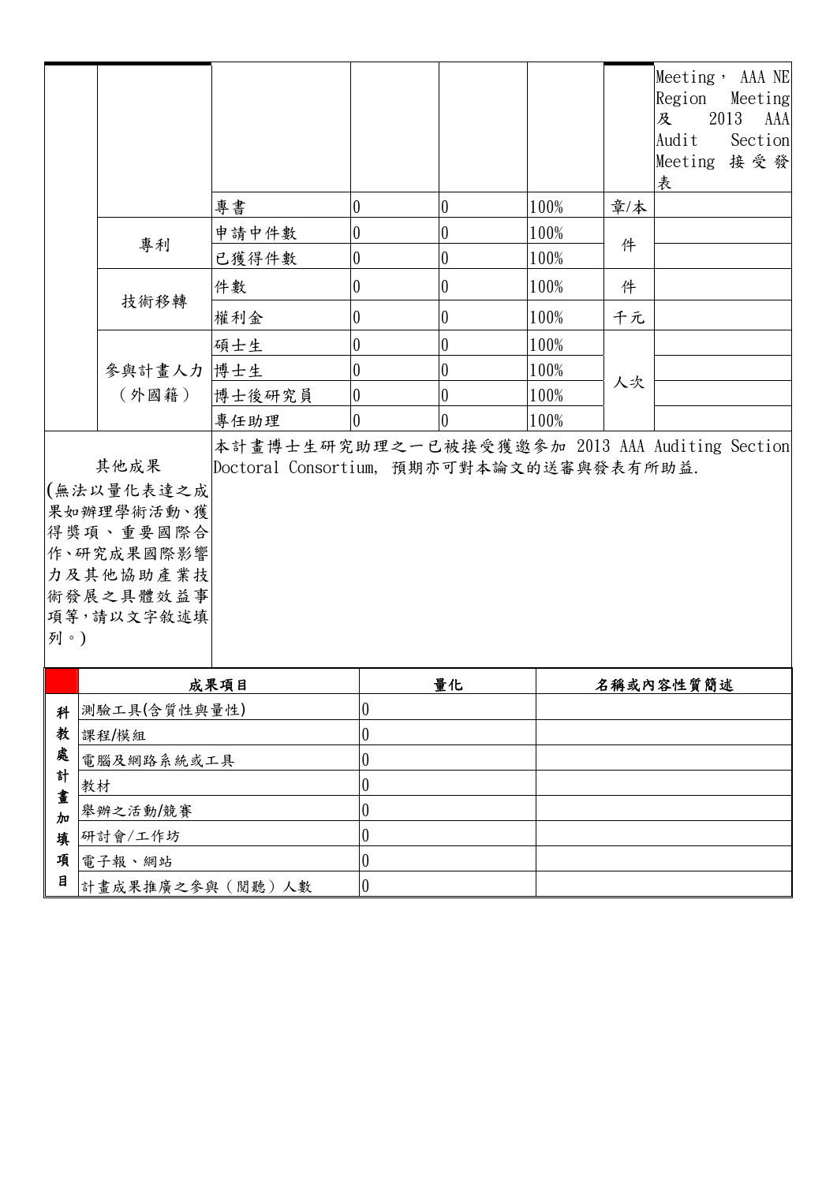| | | | | | | | |
|---|---|---|---|---|---|---|---|
| | | | | | | | Meeting，AAA NE Region Meeting 及 2013 AAA Audit Section Meeting 接受發表 |
| | | 專書 | 0 | 0 | 100% | 章/本 | |
| | 專利 | 申請中件數 | 0 | 0 | 100% | 件 | |
| | | 已獲得件數 | 0 | 0 | 100% | | |
| | 技術移轉 | 件數 | 0 | 0 | 100% | 件 | |
| | | 權利金 | 0 | 0 | 100% | 千元 | |
| | 參與計畫人力（外國籍） | 碩士生 | 0 | 0 | 100% | 人次 | |
| | | 博士生 | 0 | 0 | 100% | | |
| | | 博士後研究員 | 0 | 0 | 100% | | |
| | | 專任助理 | 0 | 0 | 100% | | |

| | |
|---|---|
| 其他成果<br>(無法以量化表達之成果如辦理學術活動、獲得獎項、重要國際合作、研究成果國際影響力及其他協助產業技術發展之具體效益事項等，請以文字敘述填列。) | 本計畫博士生研究助理之一已被接受獲邀參加 2013 AAA Auditing Section Doctoral Consortium, 預期亦可對本論文的送審與發表有所助益. |

| | 成果項目 | 量化 | 名稱或內容性質簡述 |
|---|---|---|---|
| 科教處計畫加填項目 | 測驗工具(含質性與量性) | 0 | |
| | 課程/模組 | 0 | |
| | 電腦及網路系統或工具 | 0 | |
| | 教材 | 0 | |
| | 舉辦之活動/競賽 | 0 | |
| | 研討會/工作坊 | 0 | |
| | 電子報、網站 | 0 | |
| | 計畫成果推廣之參與（閱聽）人數 | 0 | |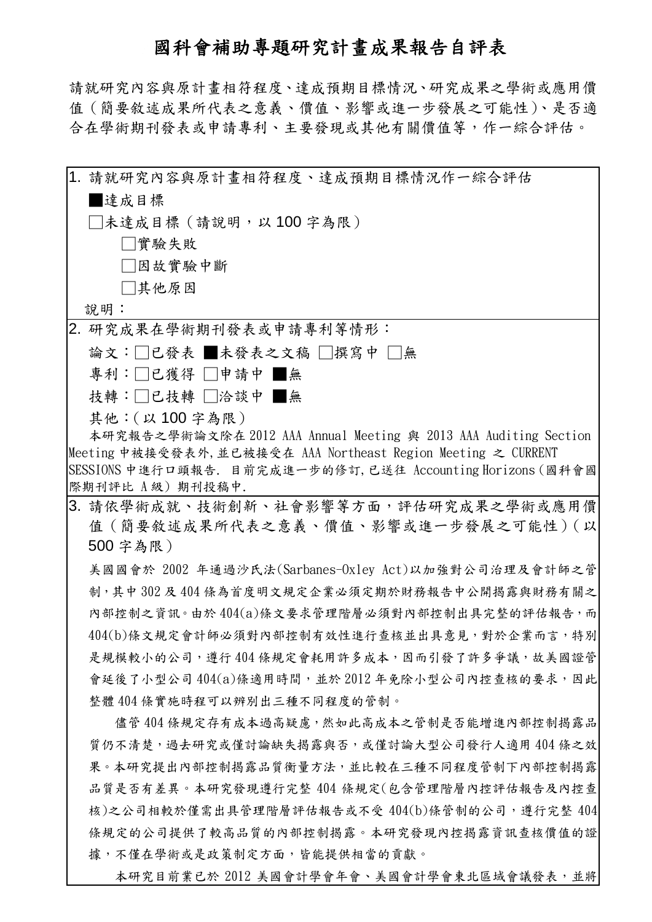# 國科會補助專題研究計畫成果報告自評表

請就研究內容與原計畫相符程度、達成預期目標情況、研究成果之學術或應用價值（簡要敘述成果所代表之意義、價值、影響或進一步發展之可能性）、是否適合在學術期刊發表或申請專利、主要發現或其他有關價值等，作一綜合評估。

1. 請就研究內容與原計畫相符程度、達成預期目標情況作一綜合評估

■達成目標

□未達成目標（請說明，以 100 字為限）

□實驗失敗

□因故實驗中斷

□其他原因

說明：

2. 研究成果在學術期刊發表或申請專利等情形：

論文：□已發表 ■未發表之文稿 □撰寫中 □無

專利：□已獲得 □申請中 ■無

技轉：□已技轉 □洽談中 ■無

其他：(以 100 字為限)

本研究報告之學術論文除在 2012 AAA Annual Meeting 與 2013 AAA Auditing Section Meeting 中被接受發表外,並已被接受在 AAA Northeast Region Meeting 之 CURRENT SESSIONS 中進行口頭報告. 目前完成進一步的修訂,已送往 Accounting Horizons (國科會國際期刊評比 A 級) 期刊投稿中.

3. 請依學術成就、技術創新、社會影響等方面，評估研究成果之學術或應用價值（簡要敘述成果所代表之意義、價值、影響或進一步發展之可能性）（以 500 字為限）

美國國會於 2002 年通過沙氏法(Sarbanes-Oxley Act)以加強對公司治理及會計師之管制，其中 302 及 404 條為首度明文規定企業必須定期於財務報告中公開揭露與財務有關之內部控制之資訊。由於 404(a)條文要求管理階層必須對內部控制出具完整的評估報告，而 404(b)條文規定會計師必須對內部控制有效性進行查核並出具意見，對於企業而言，特別是規模較小的公司，遵行 404 條規定會耗用許多成本，因而引發了許多爭議，故美國證管會延後了小型公司 404(a)條適用時間，並於 2012 年免除小型公司內控查核的要求，因此整體 404 條實施時程可以辨別出三種不同程度的管制。

儘管 404 條規定存有成本過高疑慮，然如此高成本之管制是否能增進內部控制揭露品質仍不清楚，過去研究或僅討論缺失揭露與否，或僅討論大型公司發行人適用 404 條之效果。本研究提出內部控制揭露品質衡量方法，並比較在三種不同程度管制下內部控制揭露品質是否有差異。本研究發現遵行完整 404 條規定(包含管理階層內控評估報告及內控查核)之公司相較於僅需出具管理階層評估報告或不受 404(b)條管制的公司，遵行完整 404 條規定的公司提供了較高品質的內部控制揭露。本研究發現內控揭露資訊查核價值的證據，不僅在學術或是政策制定方面，皆能提供相當的貢獻。

本研究目前業已於 2012 美國會計學會年會、美國會計學會東北區域會議發表，並將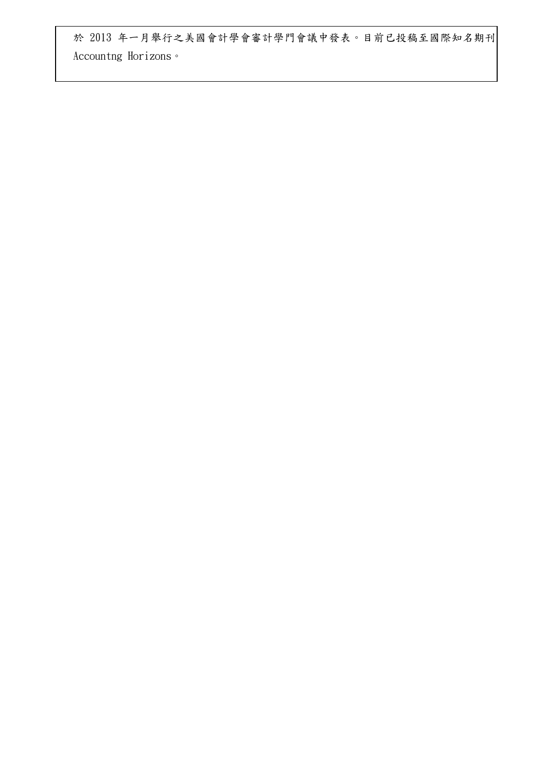於 2013 年一月舉行之美國會計學會審計學門會議中發表。目前已投稿至國際知名期刊 Accountng Horizons。